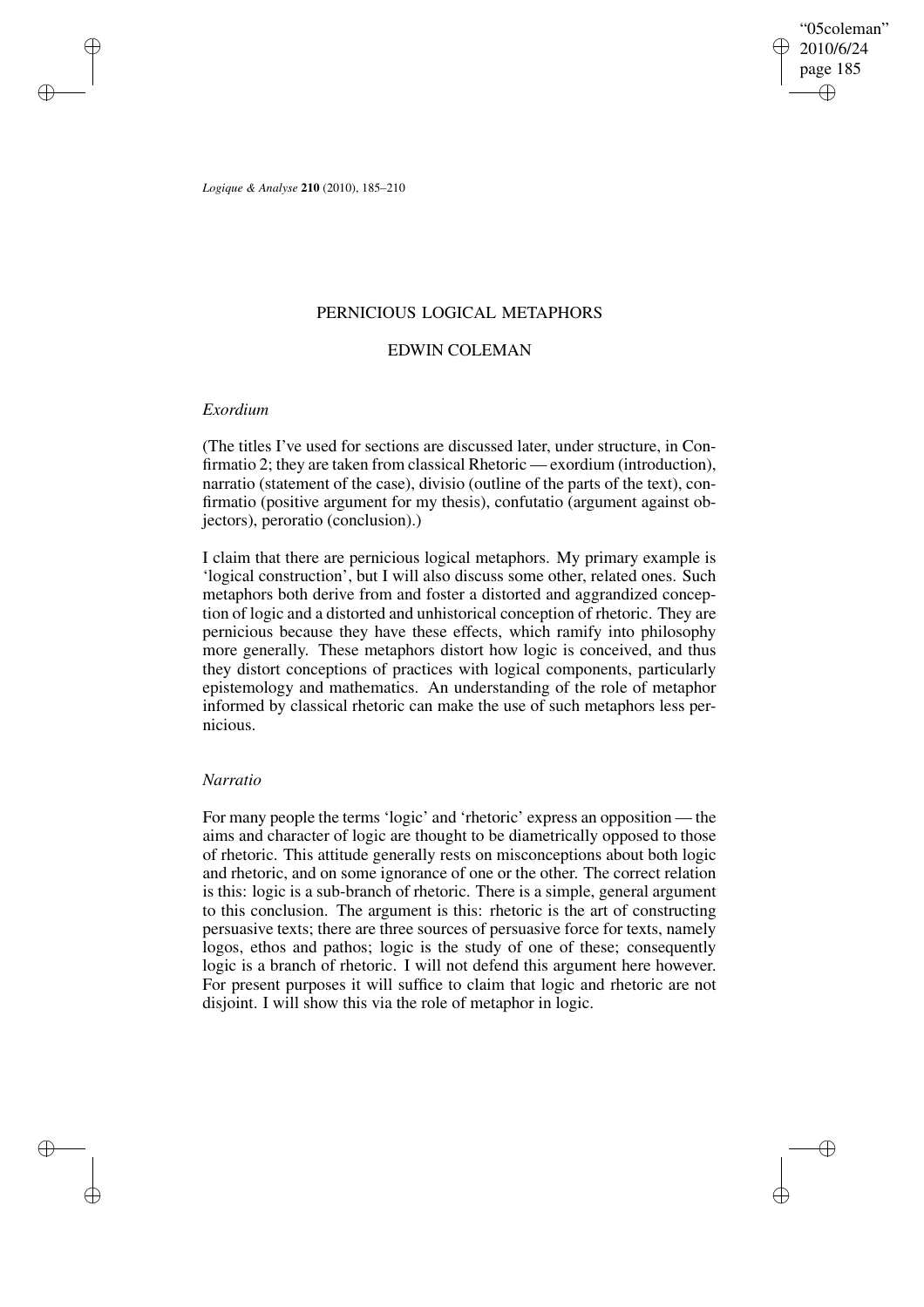# PERNICIOUS LOGICAL METAPHORS

## EDWIN COLEMAN

### *Exordium*

(The titles I've used for sections are discussed later, under structure, in Confirmatio 2; they are taken from classical Rhetoric — exordium (introduction), narratio (statement of the case), divisio (outline of the parts of the text), confirmatio (positive argument for my thesis), confutatio (argument against objectors), peroratio (conclusion).)

I claim that there are pernicious logical metaphors. My primary example is 'logical construction', but I will also discuss some other, related ones. Such metaphors both derive from and foster a distorted and aggrandized conception of logic and a distorted and unhistorical conception of rhetoric. They are pernicious because they have these effects, which ramify into philosophy more generally. These metaphors distort how logic is conceived, and thus they distort conceptions of practices with logical components, particularly epistemology and mathematics. An understanding of the role of metaphor informed by classical rhetoric can make the use of such metaphors less pernicious.

### *Narratio*

For many people the terms 'logic' and 'rhetoric' express an opposition — the aims and character of logic are thought to be diametrically opposed to those of rhetoric. This attitude generally rests on misconceptions about both logic and rhetoric, and on some ignorance of one or the other. The correct relation is this: logic is a sub-branch of rhetoric. There is a simple, general argument to this conclusion. The argument is this: rhetoric is the art of constructing persuasive texts; there are three sources of persuasive force for texts, namely logos, ethos and pathos; logic is the study of one of these; consequently logic is a branch of rhetoric. I will not defend this argument here however. For present purposes it will suffice to claim that logic and rhetoric are not disjoint. I will show this via the role of metaphor in logic.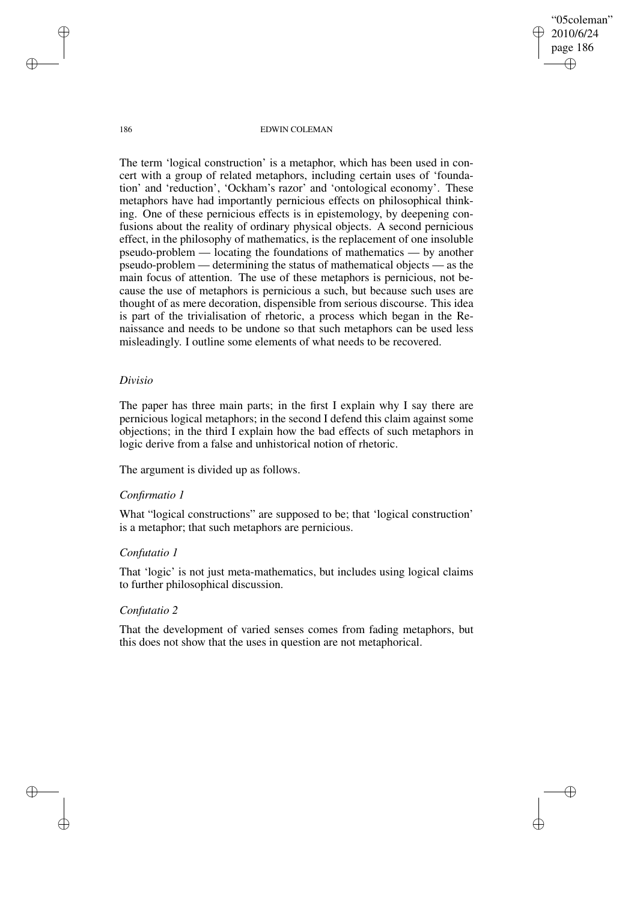The term 'logical construction' is a metaphor, which has been used in concert with a group of related metaphors, including certain uses of 'foundation' and 'reduction', 'Ockham's razor' and 'ontological economy'. These metaphors have had importantly pernicious effects on philosophical thinking. One of these pernicious effects is in epistemology, by deepening confusions about the reality of ordinary physical objects. A second pernicious effect, in the philosophy of mathematics, is the replacement of one insoluble pseudo-problem — locating the foundations of mathematics — by another pseudo-problem — determining the status of mathematical objects — as the main focus of attention. The use of these metaphors is pernicious, not because the use of metaphors is pernicious a such, but because such uses are thought of as mere decoration, dispensible from serious discourse. This idea is part of the trivialisation of rhetoric, a process which began in the Renaissance and needs to be undone so that such metaphors can be used less misleadingly. I outline some elements of what needs to be recovered.

### *Divisio*

The paper has three main parts; in the first I explain why I say there are pernicious logical metaphors; in the second I defend this claim against some objections; in the third I explain how the bad effects of such metaphors in logic derive from a false and unhistorical notion of rhetoric.

The argument is divided up as follows.

### *Confirmatio 1*

What "logical constructions" are supposed to be; that 'logical construction' is a metaphor; that such metaphors are pernicious.

### *Confutatio 1*

That 'logic' is not just meta-mathematics, but includes using logical claims to further philosophical discussion.

### *Confutatio 2*

That the development of varied senses comes from fading metaphors, but this does not show that the uses in question are not metaphorical.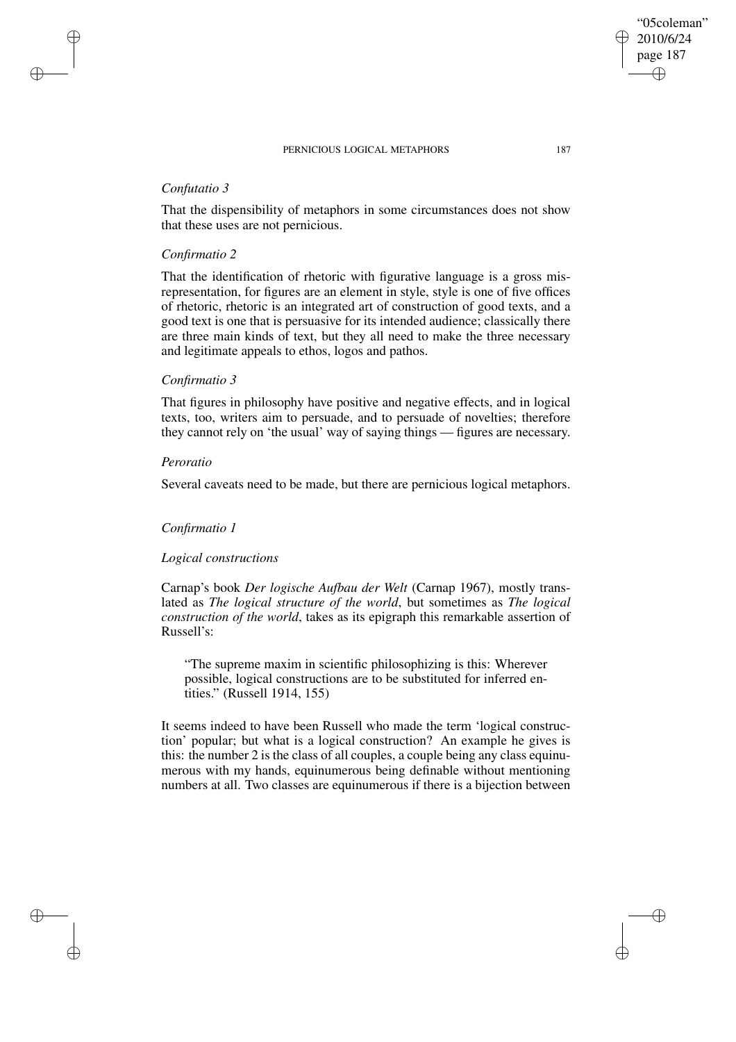*Confutatio 3*

That the dispensibility of metaphors in some circumstances does not show that these uses are not pernicious.

*Confirmatio 2*

That the identification of rhetoric with figurative language is a gross misrepresentation, for figures are an element in style, style is one of five offices of rhetoric, rhetoric is an integrated art of construction of good texts, and a good text is one that is persuasive for its intended audience; classically there are three main kinds of text, but they all need to make the three necessary and legitimate appeals to ethos, logos and pathos.

*Confirmatio 3*

That figures in philosophy have positive and negative effects, and in logical texts, too, writers aim to persuade, and to persuade of novelties; therefore they cannot rely on 'the usual' way of saying things — figures are necessary.

*Peroratio*

Several caveats need to be made, but there are pernicious logical metaphors.

*Confirmatio 1*

*Logical constructions*

Carnap's book *Der logische Aufbau der Welt* (Carnap 1967), mostly translated as *The logical structure of the world*, but sometimes as *The logical construction of the world*, takes as its epigraph this remarkable assertion of Russell's:

> "The supreme maxim in scientific philosophizing is this: Wherever possible, logical constructions are to be substituted for inferred entities." (Russell 1914, 155)

It seems indeed to have been Russell who made the term 'logical construction' popular; but what is a logical construction? An example he gives is this: the number 2 is the class of all couples, a couple being any class equinumerous with my hands, equinumerous being definable without mentioning numbers at all. Two classes are equinumerous if there is a bijection between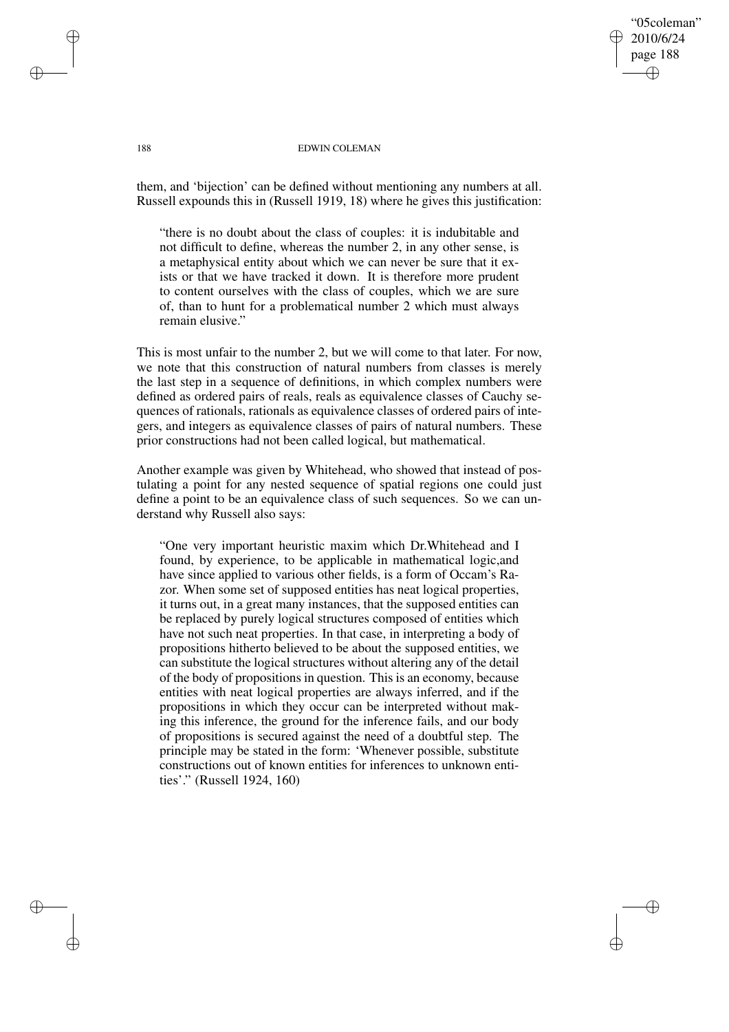them, and 'bijection' can be defined without mentioning any numbers at all. Russell expounds this in (Russell 1919, 18) where he gives this justification:

> "there is no doubt about the class of couples: it is indubitable and not difficult to define, whereas the number 2, in any other sense, is a metaphysical entity about which we can never be sure that it exists or that we have tracked it down. It is therefore more prudent to content ourselves with the class of couples, which we are sure of, than to hunt for a problematical number 2 which must always remain elusive."

This is most unfair to the number 2, but we will come to that later. For now, we note that this construction of natural numbers from classes is merely the last step in a sequence of definitions, in which complex numbers were defined as ordered pairs of reals, reals as equivalence classes of Cauchy sequences of rationals, rationals as equivalence classes of ordered pairs of integers, and integers as equivalence classes of pairs of natural numbers. These prior constructions had not been called logical, but mathematical.

Another example was given by Whitehead, who showed that instead of postulating a point for any nested sequence of spatial regions one could just define a point to be an equivalence class of such sequences. So we can understand why Russell also says:

> "One very important heuristic maxim which Dr.Whitehead and I found, by experience, to be applicable in mathematical logic,and have since applied to various other fields, is a form of Occam's Razor. When some set of supposed entities has neat logical properties, it turns out, in a great many instances, that the supposed entities can be replaced by purely logical structures composed of entities which have not such neat properties. In that case, in interpreting a body of propositions hitherto believed to be about the supposed entities, we can substitute the logical structures without altering any of the detail of the body of propositions in question. This is an economy, because entities with neat logical properties are always inferred, and if the propositions in which they occur can be interpreted without making this inference, the ground for the inference fails, and our body of propositions is secured against the need of a doubtful step. The principle may be stated in the form: 'Whenever possible, substitute constructions out of known entities for inferences to unknown entities'." (Russell 1924, 160)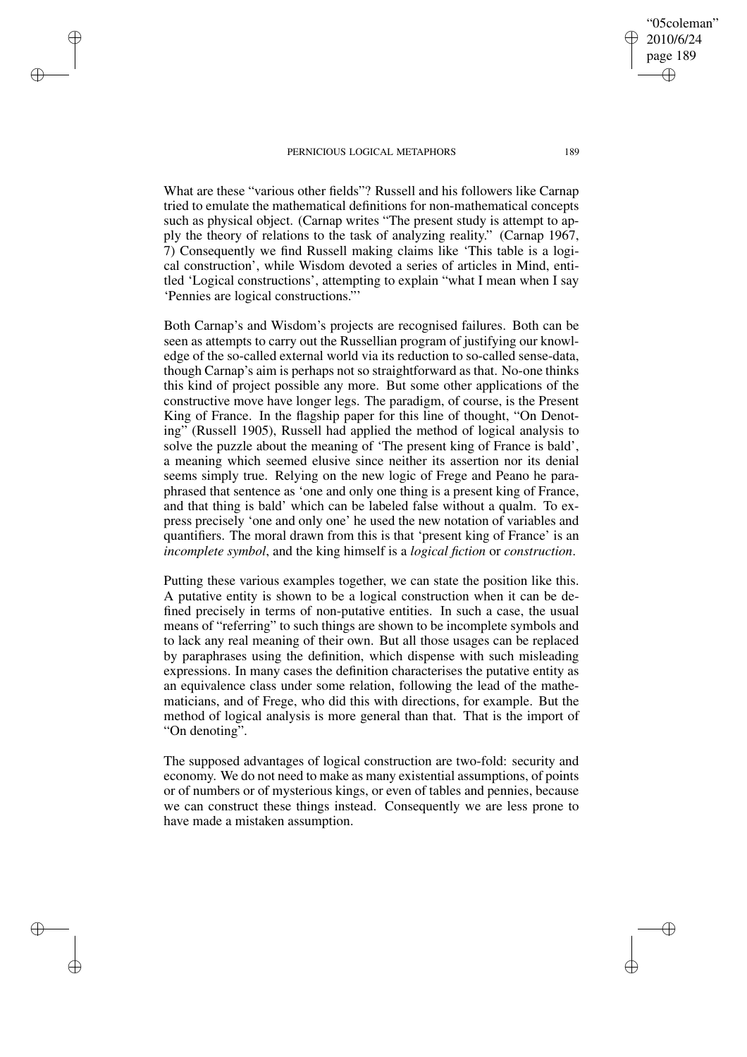What are these "various other fields"? Russell and his followers like Carnap tried to emulate the mathematical definitions for non-mathematical concepts such as physical object. (Carnap writes "The present study is attempt to apply the theory of relations to the task of analyzing reality." (Carnap 1967, 7) Consequently we find Russell making claims like 'This table is a logical construction', while Wisdom devoted a series of articles in Mind, entitled 'Logical constructions', attempting to explain "what I mean when I say 'Pennies are logical constructions.'"

Both Carnap's and Wisdom's projects are recognised failures. Both can be seen as attempts to carry out the Russellian program of justifying our knowledge of the so-called external world via its reduction to so-called sense-data, though Carnap's aim is perhaps not so straightforward as that. No-one thinks this kind of project possible any more. But some other applications of the constructive move have longer legs. The paradigm, of course, is the Present King of France. In the flagship paper for this line of thought, "On Denoting" (Russell 1905), Russell had applied the method of logical analysis to solve the puzzle about the meaning of 'The present king of France is bald', a meaning which seemed elusive since neither its assertion nor its denial seems simply true. Relying on the new logic of Frege and Peano he paraphrased that sentence as 'one and only one thing is a present king of France, and that thing is bald' which can be labeled false without a qualm. To express precisely 'one and only one' he used the new notation of variables and quantifiers. The moral drawn from this is that 'present king of France' is an *incomplete symbol*, and the king himself is a *logical fiction* or *construction*.

Putting these various examples together, we can state the position like this. A putative entity is shown to be a logical construction when it can be defined precisely in terms of non-putative entities. In such a case, the usual means of "referring" to such things are shown to be incomplete symbols and to lack any real meaning of their own. But all those usages can be replaced by paraphrases using the definition, which dispense with such misleading expressions. In many cases the definition characterises the putative entity as an equivalence class under some relation, following the lead of the mathematicians, and of Frege, who did this with directions, for example. But the method of logical analysis is more general than that. That is the import of "On denoting".

The supposed advantages of logical construction are two-fold: security and economy. We do not need to make as many existential assumptions, of points or of numbers or of mysterious kings, or even of tables and pennies, because we can construct these things instead. Consequently we are less prone to have made a mistaken assumption.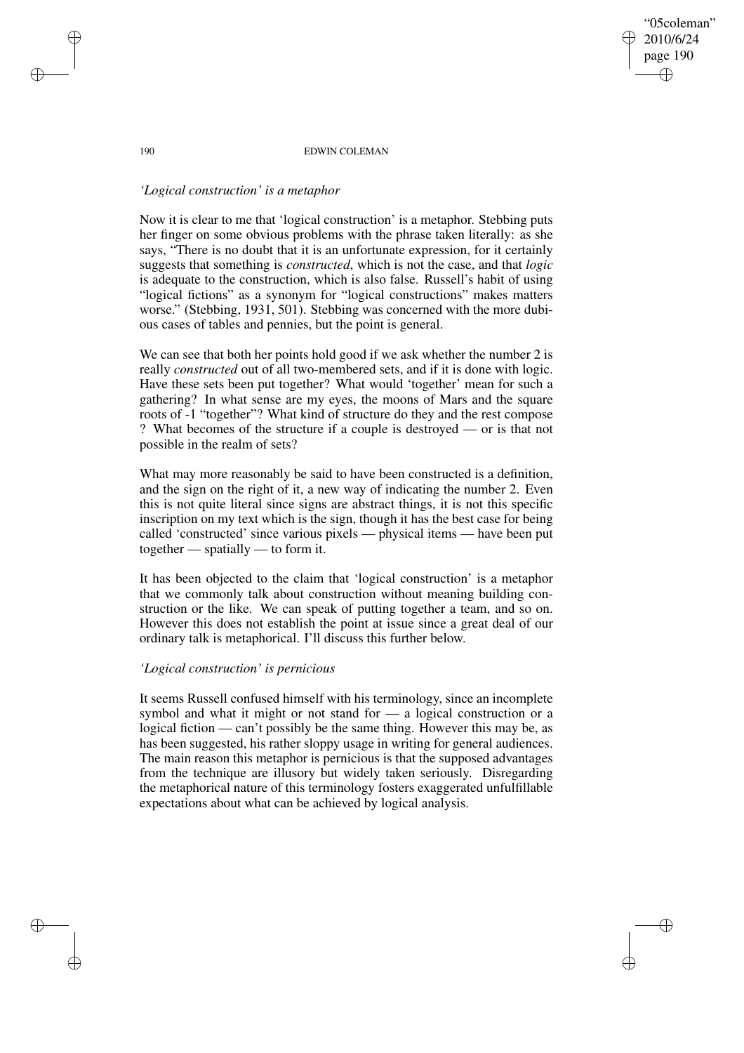*'Logical construction' is a metaphor*

Now it is clear to me that 'logical construction' is a metaphor. Stebbing puts her finger on some obvious problems with the phrase taken literally: as she says, "There is no doubt that it is an unfortunate expression, for it certainly suggests that something is *constructed*, which is not the case, and that *logic* is adequate to the construction, which is also false. Russell's habit of using "logical fictions" as a synonym for "logical constructions" makes matters worse." (Stebbing, 1931, 501). Stebbing was concerned with the more dubious cases of tables and pennies, but the point is general.

We can see that both her points hold good if we ask whether the number 2 is really *constructed* out of all two-membered sets, and if it is done with logic. Have these sets been put together? What would 'together' mean for such a gathering? In what sense are my eyes, the moons of Mars and the square roots of -1 "together"? What kind of structure do they and the rest compose ? What becomes of the structure if a couple is destroyed — or is that not possible in the realm of sets?

What may more reasonably be said to have been constructed is a definition, and the sign on the right of it, a new way of indicating the number 2. Even this is not quite literal since signs are abstract things, it is not this specific inscription on my text which is the sign, though it has the best case for being called 'constructed' since various pixels — physical items — have been put together — spatially — to form it.

It has been objected to the claim that 'logical construction' is a metaphor that we commonly talk about construction without meaning building construction or the like. We can speak of putting together a team, and so on. However this does not establish the point at issue since a great deal of our ordinary talk is metaphorical. I'll discuss this further below.

*'Logical construction' is pernicious*

It seems Russell confused himself with his terminology, since an incomplete symbol and what it might or not stand for — a logical construction or a logical fiction — can't possibly be the same thing. However this may be, as has been suggested, his rather sloppy usage in writing for general audiences. The main reason this metaphor is pernicious is that the supposed advantages from the technique are illusory but widely taken seriously. Disregarding the metaphorical nature of this terminology fosters exaggerated unfulfillable expectations about what can be achieved by logical analysis.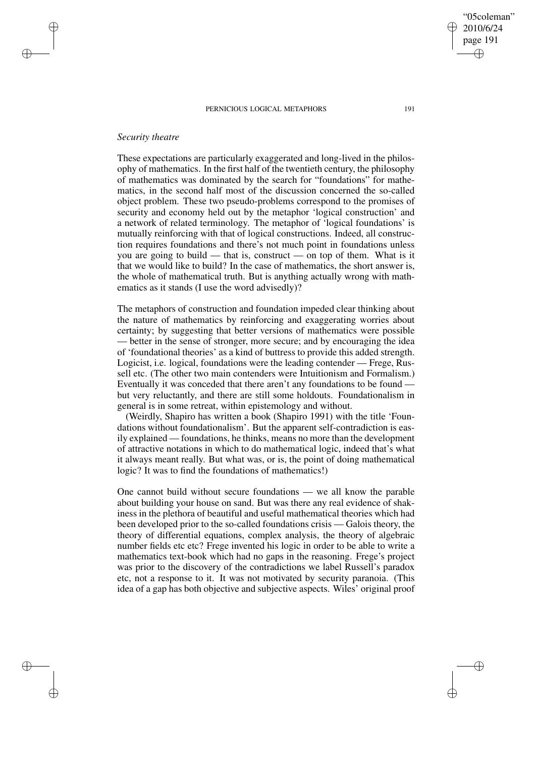*Security theatre*

These expectations are particularly exaggerated and long-lived in the philosophy of mathematics. In the first half of the twentieth century, the philosophy of mathematics was dominated by the search for "foundations" for mathematics, in the second half most of the discussion concerned the so-called object problem. These two pseudo-problems correspond to the promises of security and economy held out by the metaphor 'logical construction' and a network of related terminology. The metaphor of 'logical foundations' is mutually reinforcing with that of logical constructions. Indeed, all construction requires foundations and there's not much point in foundations unless you are going to build — that is, construct — on top of them. What is it that we would like to build? In the case of mathematics, the short answer is, the whole of mathematical truth. But is anything actually wrong with mathematics as it stands (I use the word advisedly)?

The metaphors of construction and foundation impeded clear thinking about the nature of mathematics by reinforcing and exaggerating worries about certainty; by suggesting that better versions of mathematics were possible — better in the sense of stronger, more secure; and by encouraging the idea of 'foundational theories' as a kind of buttress to provide this added strength. Logicist, i.e. logical, foundations were the leading contender — Frege, Russell etc. (The other two main contenders were Intuitionism and Formalism.) Eventually it was conceded that there aren't any foundations to be found — but very reluctantly, and there are still some holdouts. Foundationalism in general is in some retreat, within epistemology and without.

(Weirdly, Shapiro has written a book (Shapiro 1991) with the title 'Foundations without foundationalism'. But the apparent self-contradiction is easily explained — foundations, he thinks, means no more than the development of attractive notations in which to do mathematical logic, indeed that's what it always meant really. But what was, or is, the point of doing mathematical logic? It was to find the foundations of mathematics!)

One cannot build without secure foundations — we all know the parable about building your house on sand. But was there any real evidence of shakiness in the plethora of beautiful and useful mathematical theories which had been developed prior to the so-called foundations crisis — Galois theory, the theory of differential equations, complex analysis, the theory of algebraic number fields etc etc? Frege invented his logic in order to be able to write a mathematics text-book which had no gaps in the reasoning. Frege's project was prior to the discovery of the contradictions we label Russell's paradox etc, not a response to it. It was not motivated by security paranoia. (This idea of a gap has both objective and subjective aspects. Wiles' original proof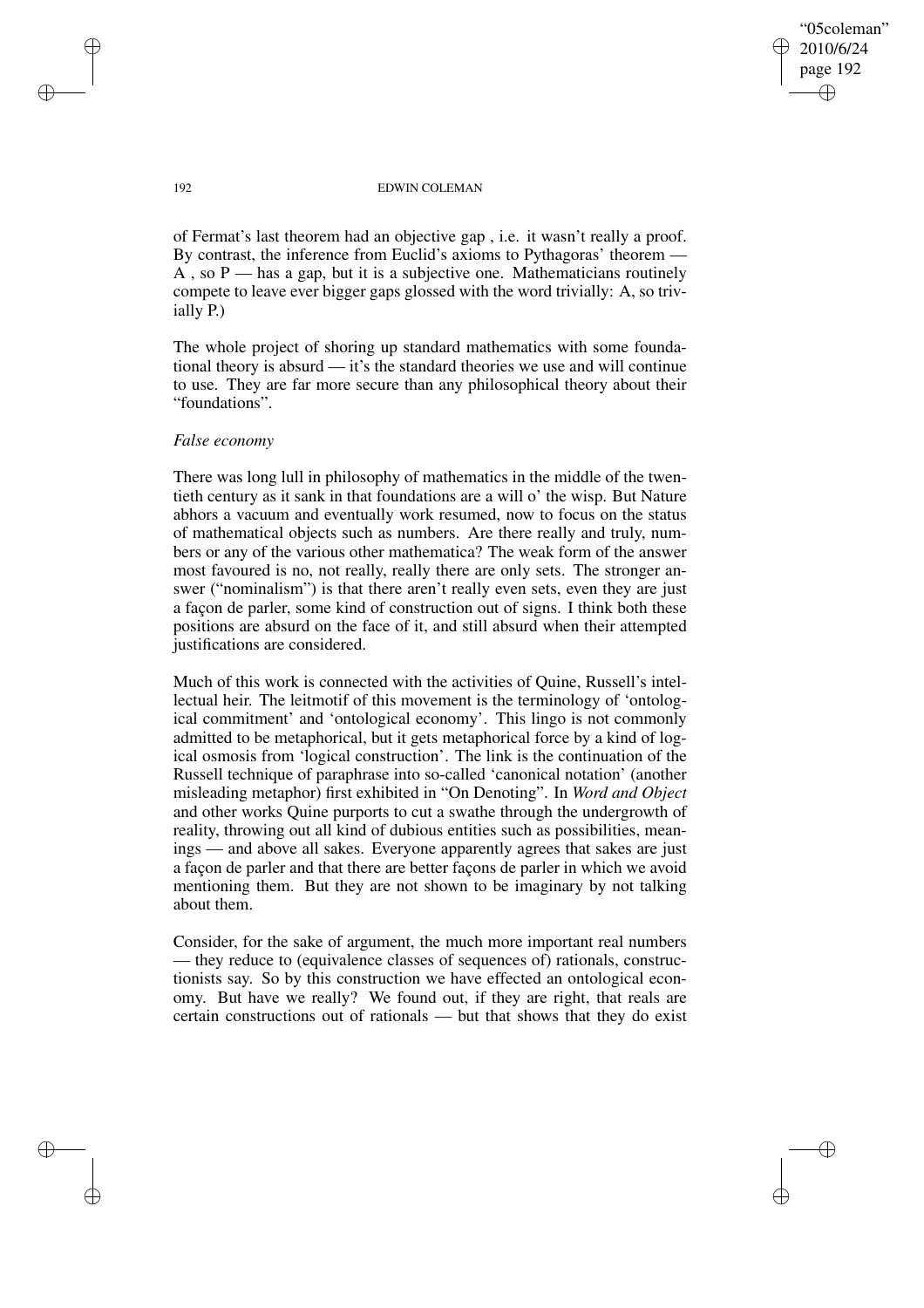of Fermat's last theorem had an objective gap , i.e. it wasn't really a proof. By contrast, the inference from Euclid's axioms to Pythagoras' theorem — A , so P — has a gap, but it is a subjective one. Mathematicians routinely compete to leave ever bigger gaps glossed with the word trivially: A, so trivially P.)

The whole project of shoring up standard mathematics with some foundational theory is absurd — it's the standard theories we use and will continue to use. They are far more secure than any philosophical theory about their "foundations".

*False economy*

There was long lull in philosophy of mathematics in the middle of the twentieth century as it sank in that foundations are a will o' the wisp. But Nature abhors a vacuum and eventually work resumed, now to focus on the status of mathematical objects such as numbers. Are there really and truly, numbers or any of the various other mathematica? The weak form of the answer most favoured is no, not really, really there are only sets. The stronger answer ("nominalism") is that there aren't really even sets, even they are just a façon de parler, some kind of construction out of signs. I think both these positions are absurd on the face of it, and still absurd when their attempted justifications are considered.

Much of this work is connected with the activities of Quine, Russell's intellectual heir. The leitmotif of this movement is the terminology of 'ontological commitment' and 'ontological economy'. This lingo is not commonly admitted to be metaphorical, but it gets metaphorical force by a kind of logical osmosis from 'logical construction'. The link is the continuation of the Russell technique of paraphrase into so-called 'canonical notation' (another misleading metaphor) first exhibited in "On Denoting". In *Word and Object* and other works Quine purports to cut a swathe through the undergrowth of reality, throwing out all kind of dubious entities such as possibilities, meanings — and above all sakes. Everyone apparently agrees that sakes are just a façon de parler and that there are better façons de parler in which we avoid mentioning them. But they are not shown to be imaginary by not talking about them.

Consider, for the sake of argument, the much more important real numbers — they reduce to (equivalence classes of sequences of) rationals, constructionists say. So by this construction we have effected an ontological economy. But have we really? We found out, if they are right, that reals are certain constructions out of rationals — but that shows that they do exist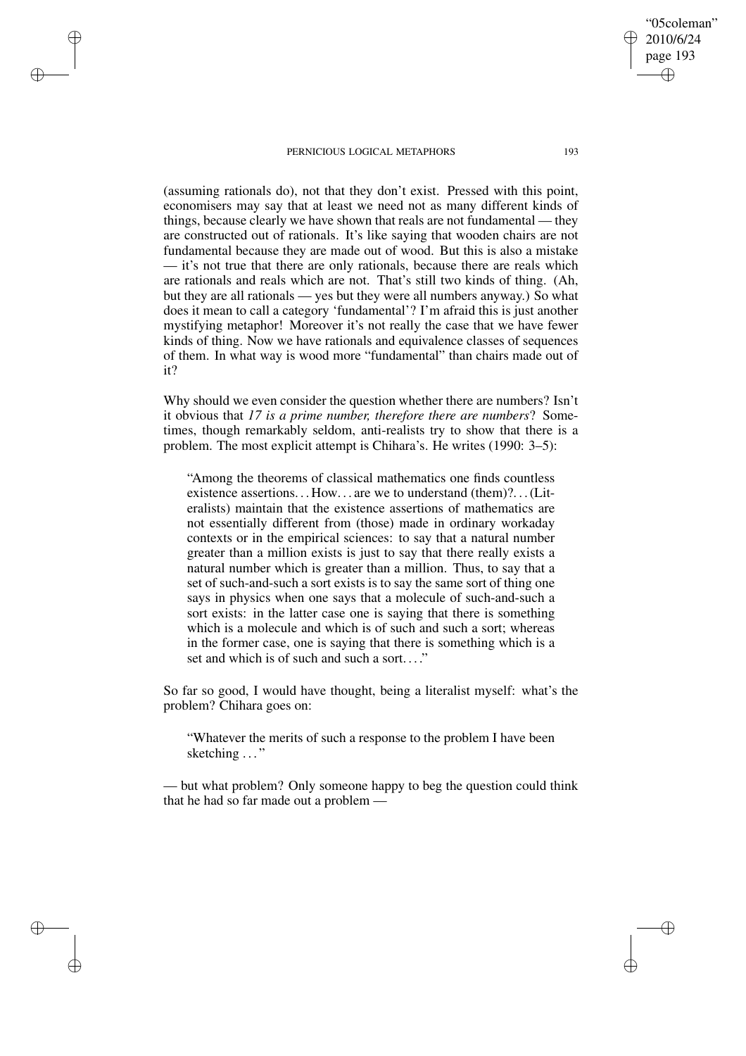(assuming rationals do), not that they don't exist. Pressed with this point, economisers may say that at least we need not as many different kinds of things, because clearly we have shown that reals are not fundamental — they are constructed out of rationals. It's like saying that wooden chairs are not fundamental because they are made out of wood. But this is also a mistake — it's not true that there are only rationals, because there are reals which are rationals and reals which are not. That's still two kinds of thing. (Ah, but they are all rationals — yes but they were all numbers anyway.) So what does it mean to call a category 'fundamental'? I'm afraid this is just another mystifying metaphor! Moreover it's not really the case that we have fewer kinds of thing. Now we have rationals and equivalence classes of sequences of them. In what way is wood more "fundamental" than chairs made out of it?

Why should we even consider the question whether there are numbers? Isn't it obvious that *17 is a prime number, therefore there are numbers*? Sometimes, though remarkably seldom, anti-realists try to show that there is a problem. The most explicit attempt is Chihara's. He writes (1990: 3–5):

> "Among the theorems of classical mathematics one finds countless existence assertions... How... are we to understand (them)?... (Literalists) maintain that the existence assertions of mathematics are not essentially different from (those) made in ordinary workaday contexts or in the empirical sciences: to say that a natural number greater than a million exists is just to say that there really exists a natural number which is greater than a million. Thus, to say that a set of such-and-such a sort exists is to say the same sort of thing one says in physics when one says that a molecule of such-and-such a sort exists: in the latter case one is saying that there is something which is a molecule and which is of such and such a sort; whereas in the former case, one is saying that there is something which is a set and which is of such and such a sort...."

So far so good, I would have thought, being a literalist myself: what's the problem? Chihara goes on:

> "Whatever the merits of such a response to the problem I have been sketching ..."

— but what problem? Only someone happy to beg the question could think that he had so far made out a problem —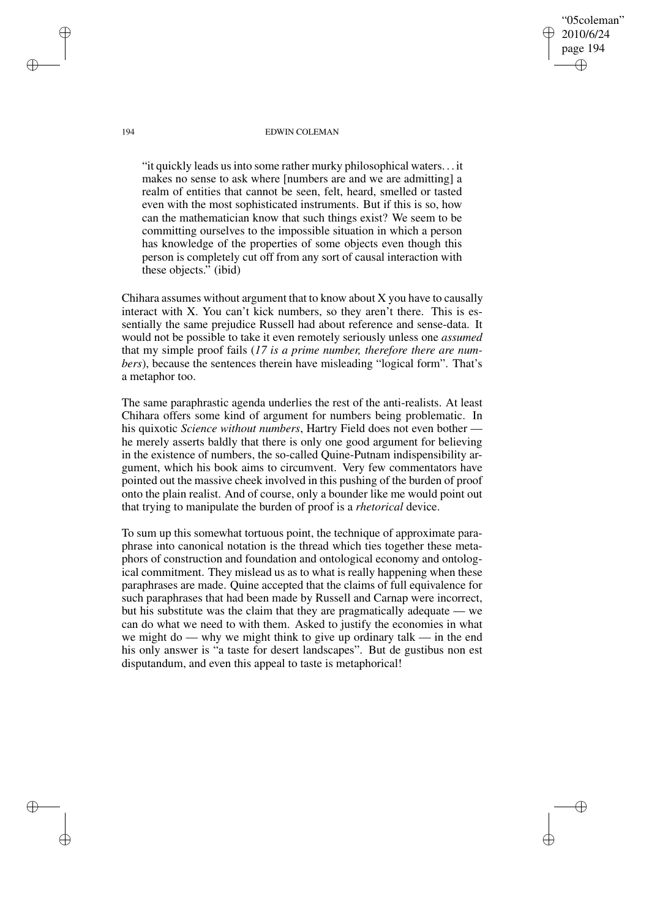> "it quickly leads us into some rather murky philosophical waters. . . it makes no sense to ask where [numbers are and we are admitting] a realm of entities that cannot be seen, felt, heard, smelled or tasted even with the most sophisticated instruments. But if this is so, how can the mathematician know that such things exist? We seem to be committing ourselves to the impossible situation in which a person has knowledge of the properties of some objects even though this person is completely cut off from any sort of causal interaction with these objects." (ibid)

Chihara assumes without argument that to know about X you have to causally interact with X. You can't kick numbers, so they aren't there. This is essentially the same prejudice Russell had about reference and sense-data. It would not be possible to take it even remotely seriously unless one *assumed* that my simple proof fails (*17 is a prime number, therefore there are numbers*), because the sentences therein have misleading "logical form". That's a metaphor too.

The same paraphrastic agenda underlies the rest of the anti-realists. At least Chihara offers some kind of argument for numbers being problematic. In his quixotic *Science without numbers*, Hartry Field does not even bother — he merely asserts baldly that there is only one good argument for believing in the existence of numbers, the so-called Quine-Putnam indispensibility argument, which his book aims to circumvent. Very few commentators have pointed out the massive cheek involved in this pushing of the burden of proof onto the plain realist. And of course, only a bounder like me would point out that trying to manipulate the burden of proof is a *rhetorical* device.

To sum up this somewhat tortuous point, the technique of approximate paraphrase into canonical notation is the thread which ties together these metaphors of construction and foundation and ontological economy and ontological commitment. They mislead us as to what is really happening when these paraphrases are made. Quine accepted that the claims of full equivalence for such paraphrases that had been made by Russell and Carnap were incorrect, but his substitute was the claim that they are pragmatically adequate — we can do what we need to with them. Asked to justify the economies in what we might do — why we might think to give up ordinary talk — in the end his only answer is "a taste for desert landscapes". But de gustibus non est disputandum, and even this appeal to taste is metaphorical!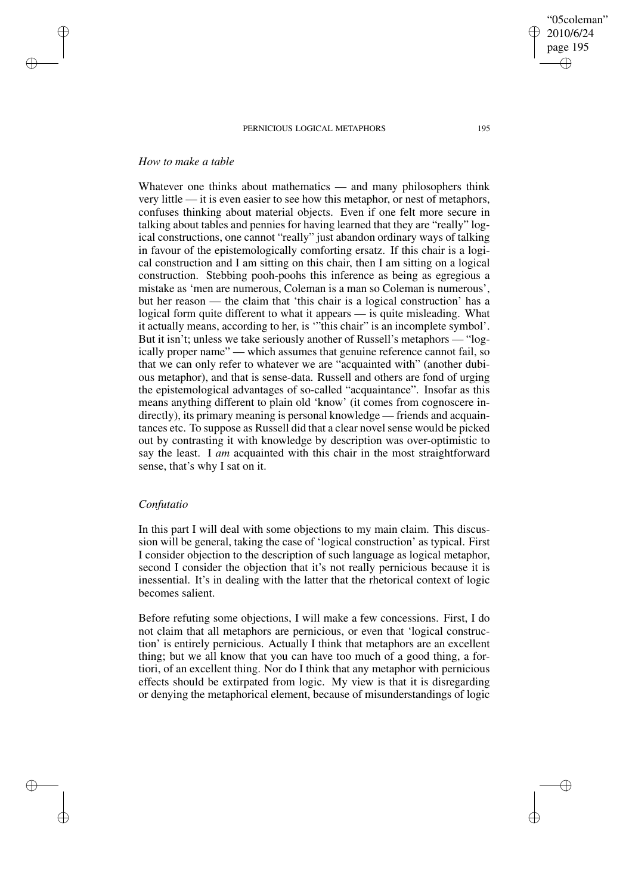*How to make a table*

Whatever one thinks about mathematics — and many philosophers think very little — it is even easier to see how this metaphor, or nest of metaphors, confuses thinking about material objects. Even if one felt more secure in talking about tables and pennies for having learned that they are "really" logical constructions, one cannot "really" just abandon ordinary ways of talking in favour of the epistemologically comforting ersatz. If this chair is a logical construction and I am sitting on this chair, then I am sitting on a logical construction. Stebbing pooh-poohs this inference as being as egregious a mistake as 'men are numerous, Coleman is a man so Coleman is numerous', but her reason — the claim that 'this chair is a logical construction' has a logical form quite different to what it appears — is quite misleading. What it actually means, according to her, is '"this chair" is an incomplete symbol'. But it isn't; unless we take seriously another of Russell's metaphors — "logically proper name" — which assumes that genuine reference cannot fail, so that we can only refer to whatever we are "acquainted with" (another dubious metaphor), and that is sense-data. Russell and others are fond of urging the epistemological advantages of so-called "acquaintance". Insofar as this means anything different to plain old 'know' (it comes from cognoscere indirectly), its primary meaning is personal knowledge — friends and acquaintances etc. To suppose as Russell did that a clear novel sense would be picked out by contrasting it with knowledge by description was over-optimistic to say the least. I *am* acquainted with this chair in the most straightforward sense, that's why I sat on it.

*Confutatio*

In this part I will deal with some objections to my main claim. This discussion will be general, taking the case of 'logical construction' as typical. First I consider objection to the description of such language as logical metaphor, second I consider the objection that it's not really pernicious because it is inessential. It's in dealing with the latter that the rhetorical context of logic becomes salient.

Before refuting some objections, I will make a few concessions. First, I do not claim that all metaphors are pernicious, or even that 'logical construction' is entirely pernicious. Actually I think that metaphors are an excellent thing; but we all know that you can have too much of a good thing, a fortiori, of an excellent thing. Nor do I think that any metaphor with pernicious effects should be extirpated from logic. My view is that it is disregarding or denying the metaphorical element, because of misunderstandings of logic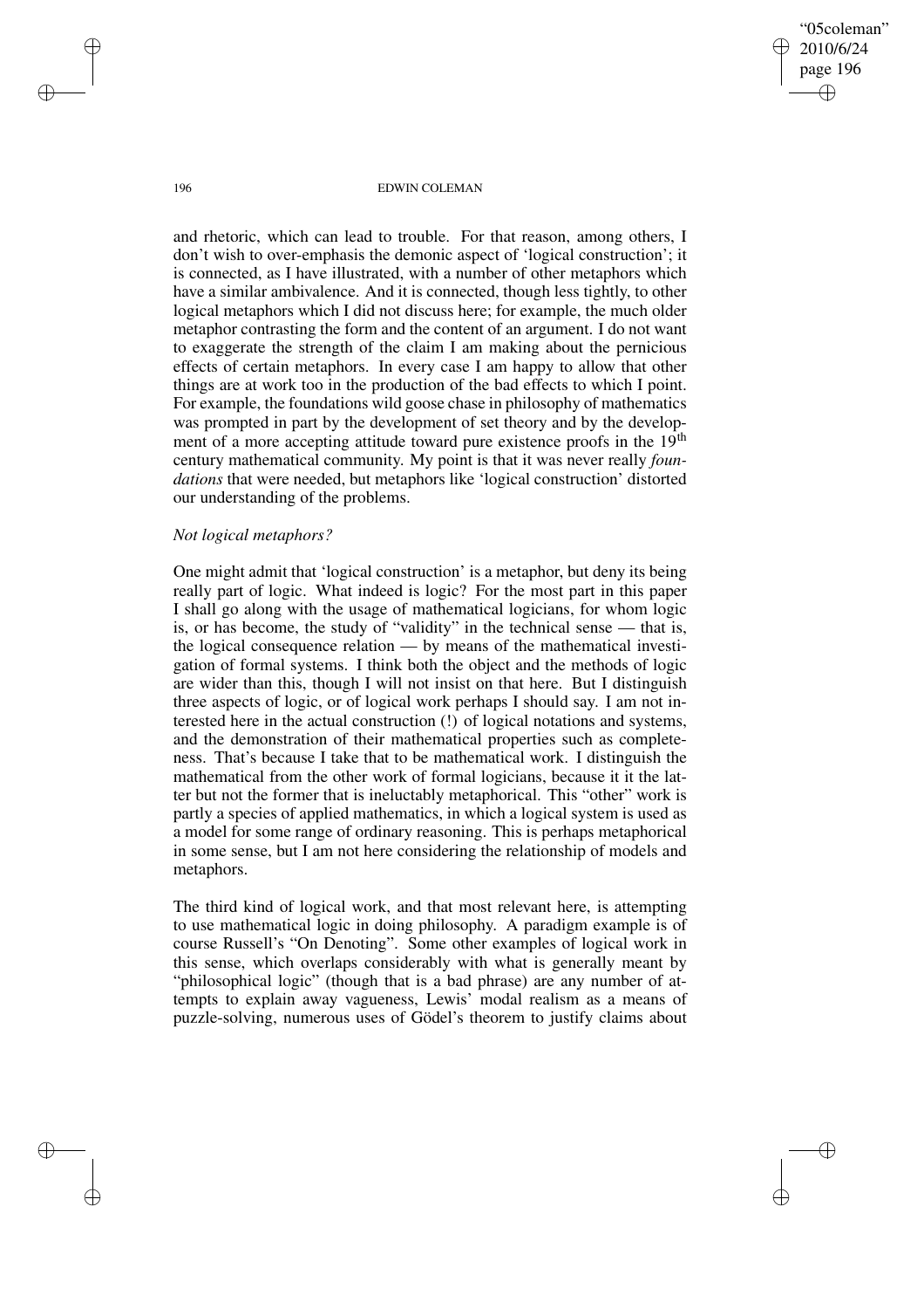and rhetoric, which can lead to trouble. For that reason, among others, I don't wish to over-emphasis the demonic aspect of 'logical construction'; it is connected, as I have illustrated, with a number of other metaphors which have a similar ambivalence. And it is connected, though less tightly, to other logical metaphors which I did not discuss here; for example, the much older metaphor contrasting the form and the content of an argument. I do not want to exaggerate the strength of the claim I am making about the pernicious effects of certain metaphors. In every case I am happy to allow that other things are at work too in the production of the bad effects to which I point. For example, the foundations wild goose chase in philosophy of mathematics was prompted in part by the development of set theory and by the development of a more accepting attitude toward pure existence proofs in the 19th century mathematical community. My point is that it was never really *foundations* that were needed, but metaphors like 'logical construction' distorted our understanding of the problems.

*Not logical metaphors?*

One might admit that 'logical construction' is a metaphor, but deny its being really part of logic. What indeed is logic? For the most part in this paper I shall go along with the usage of mathematical logicians, for whom logic is, or has become, the study of "validity" in the technical sense — that is, the logical consequence relation — by means of the mathematical investigation of formal systems. I think both the object and the methods of logic are wider than this, though I will not insist on that here. But I distinguish three aspects of logic, or of logical work perhaps I should say. I am not interested here in the actual construction (!) of logical notations and systems, and the demonstration of their mathematical properties such as completeness. That's because I take that to be mathematical work. I distinguish the mathematical from the other work of formal logicians, because it it the latter but not the former that is ineluctably metaphorical. This "other" work is partly a species of applied mathematics, in which a logical system is used as a model for some range of ordinary reasoning. This is perhaps metaphorical in some sense, but I am not here considering the relationship of models and metaphors.

The third kind of logical work, and that most relevant here, is attempting to use mathematical logic in doing philosophy. A paradigm example is of course Russell's "On Denoting". Some other examples of logical work in this sense, which overlaps considerably with what is generally meant by "philosophical logic" (though that is a bad phrase) are any number of attempts to explain away vagueness, Lewis' modal realism as a means of puzzle-solving, numerous uses of Gödel's theorem to justify claims about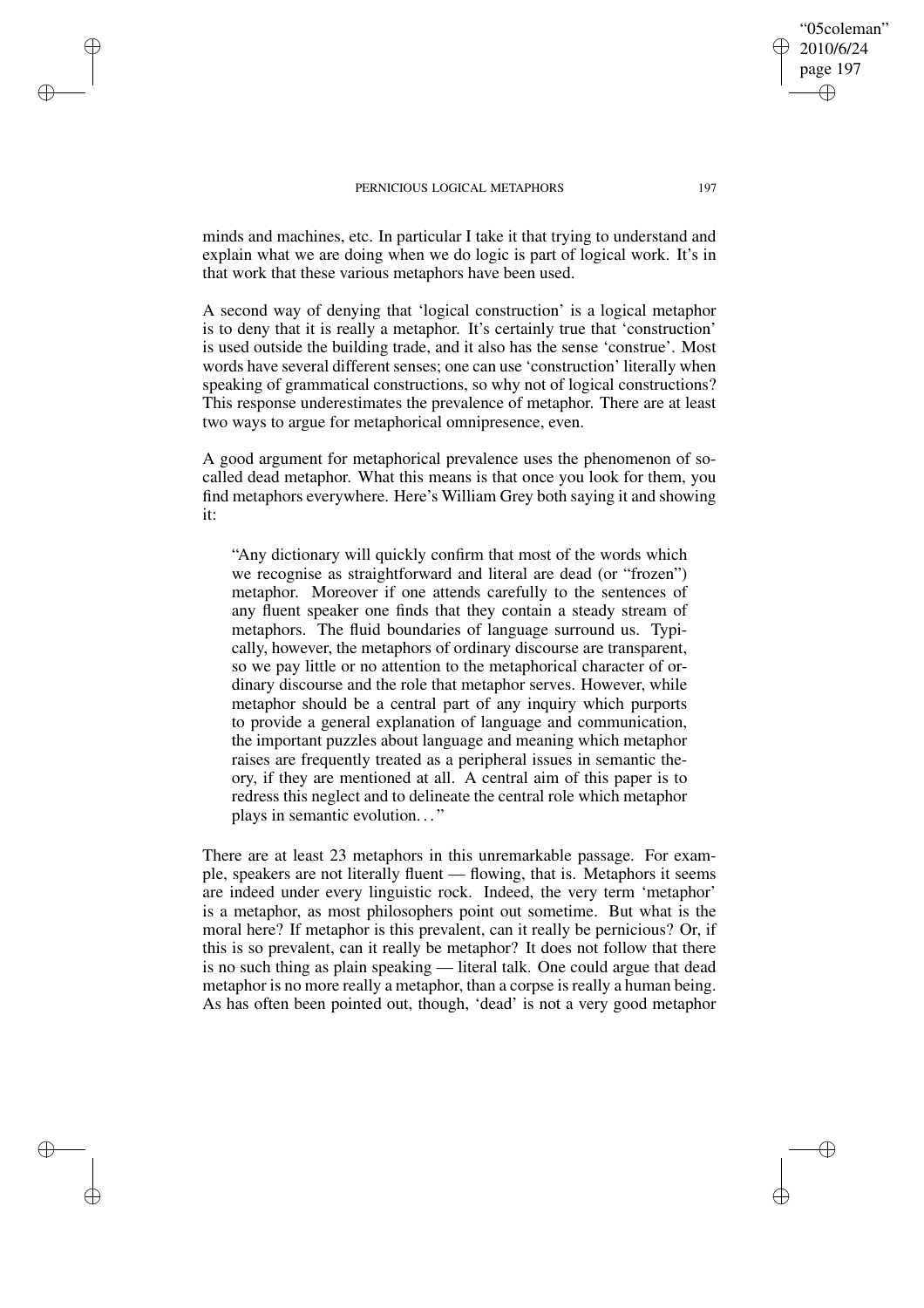minds and machines, etc. In particular I take it that trying to understand and explain what we are doing when we do logic is part of logical work. It's in that work that these various metaphors have been used.

A second way of denying that 'logical construction' is a logical metaphor is to deny that it is really a metaphor. It's certainly true that 'construction' is used outside the building trade, and it also has the sense 'construe'. Most words have several different senses; one can use 'construction' literally when speaking of grammatical constructions, so why not of logical constructions? This response underestimates the prevalence of metaphor. There are at least two ways to argue for metaphorical omnipresence, even.

A good argument for metaphorical prevalence uses the phenomenon of so-called dead metaphor. What this means is that once you look for them, you find metaphors everywhere. Here's William Grey both saying it and showing it:

> "Any dictionary will quickly confirm that most of the words which we recognise as straightforward and literal are dead (or "frozen") metaphor. Moreover if one attends carefully to the sentences of any fluent speaker one finds that they contain a steady stream of metaphors. The fluid boundaries of language surround us. Typically, however, the metaphors of ordinary discourse are transparent, so we pay little or no attention to the metaphorical character of ordinary discourse and the role that metaphor serves. However, while metaphor should be a central part of any inquiry which purports to provide a general explanation of language and communication, the important puzzles about language and meaning which metaphor raises are frequently treated as a peripheral issues in semantic theory, if they are mentioned at all. A central aim of this paper is to redress this neglect and to delineate the central role which metaphor plays in semantic evolution..."

There are at least 23 metaphors in this unremarkable passage. For example, speakers are not literally fluent — flowing, that is. Metaphors it seems are indeed under every linguistic rock. Indeed, the very term 'metaphor' is a metaphor, as most philosophers point out sometime. But what is the moral here? If metaphor is this prevalent, can it really be pernicious? Or, if this is so prevalent, can it really be metaphor? It does not follow that there is no such thing as plain speaking — literal talk. One could argue that dead metaphor is no more really a metaphor, than a corpse is really a human being. As has often been pointed out, though, 'dead' is not a very good metaphor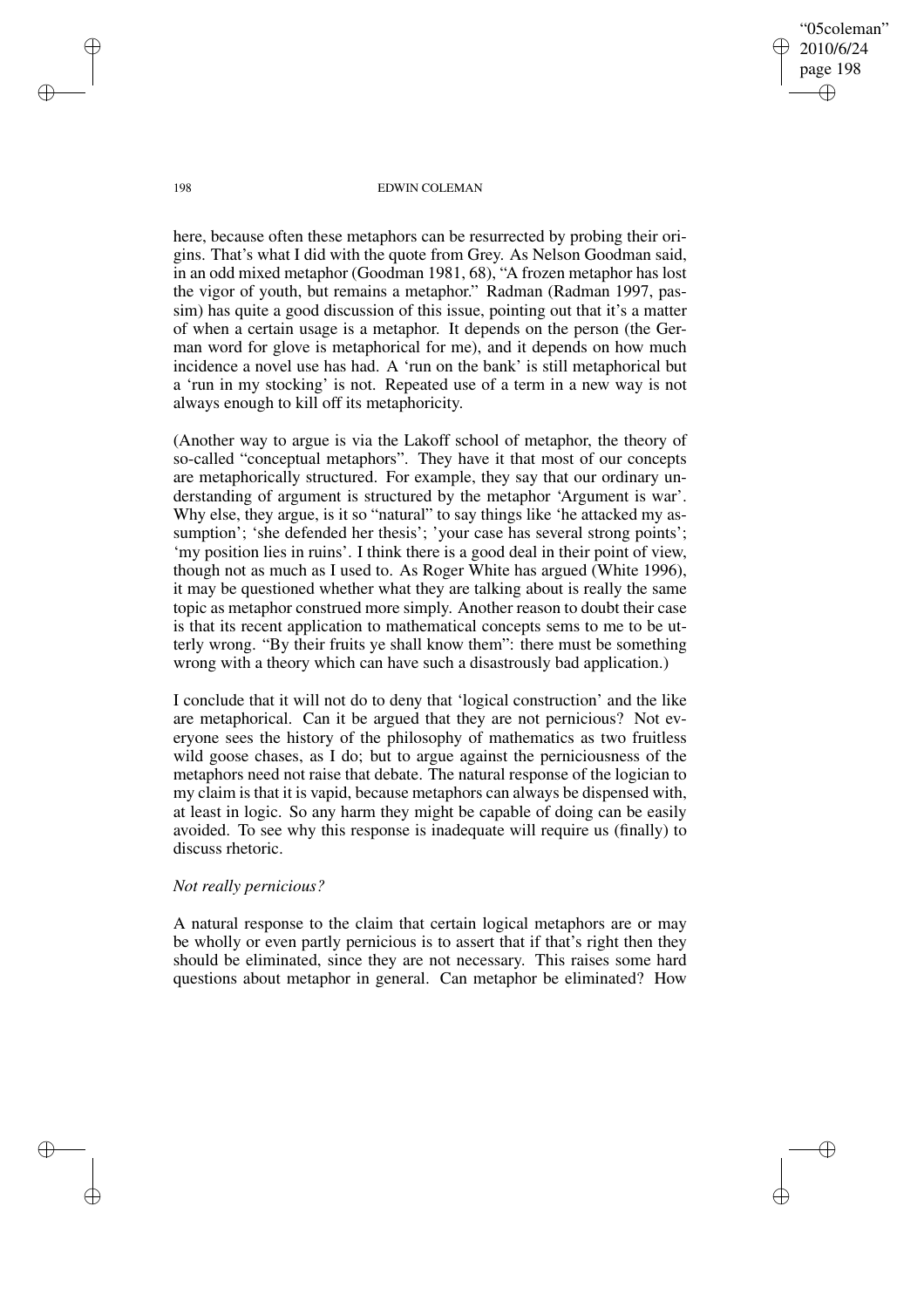here, because often these metaphors can be resurrected by probing their origins. That's what I did with the quote from Grey. As Nelson Goodman said, in an odd mixed metaphor (Goodman 1981, 68), "A frozen metaphor has lost the vigor of youth, but remains a metaphor." Radman (Radman 1997, passim) has quite a good discussion of this issue, pointing out that it's a matter of when a certain usage is a metaphor. It depends on the person (the German word for glove is metaphorical for me), and it depends on how much incidence a novel use has had. A 'run on the bank' is still metaphorical but a 'run in my stocking' is not. Repeated use of a term in a new way is not always enough to kill off its metaphoricity.

(Another way to argue is via the Lakoff school of metaphor, the theory of so-called "conceptual metaphors". They have it that most of our concepts are metaphorically structured. For example, they say that our ordinary understanding of argument is structured by the metaphor 'Argument is war'. Why else, they argue, is it so "natural" to say things like 'he attacked my assumption'; 'she defended her thesis'; 'your case has several strong points'; 'my position lies in ruins'. I think there is a good deal in their point of view, though not as much as I used to. As Roger White has argued (White 1996), it may be questioned whether what they are talking about is really the same topic as metaphor construed more simply. Another reason to doubt their case is that its recent application to mathematical concepts sems to me to be utterly wrong. "By their fruits ye shall know them": there must be something wrong with a theory which can have such a disastrously bad application.)

I conclude that it will not do to deny that 'logical construction' and the like are metaphorical. Can it be argued that they are not pernicious? Not everyone sees the history of the philosophy of mathematics as two fruitless wild goose chases, as I do; but to argue against the perniciousness of the metaphors need not raise that debate. The natural response of the logician to my claim is that it is vapid, because metaphors can always be dispensed with, at least in logic. So any harm they might be capable of doing can be easily avoided. To see why this response is inadequate will require us (finally) to discuss rhetoric.

*Not really pernicious?*

A natural response to the claim that certain logical metaphors are or may be wholly or even partly pernicious is to assert that if that's right then they should be eliminated, since they are not necessary. This raises some hard questions about metaphor in general. Can metaphor be eliminated? How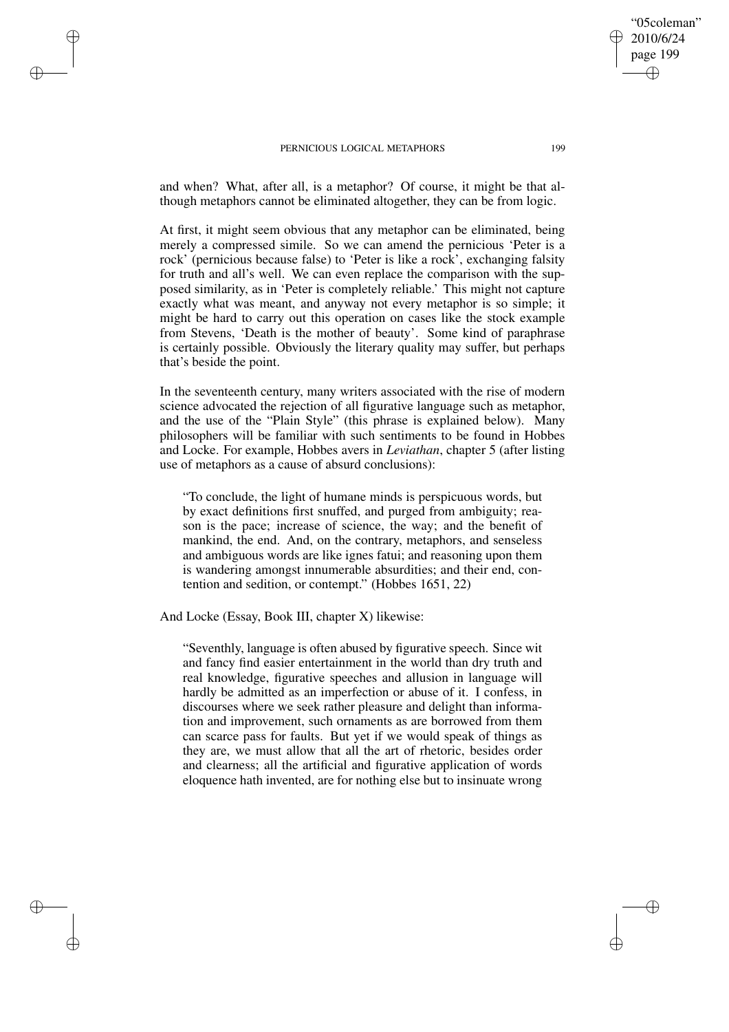and when? What, after all, is a metaphor? Of course, it might be that although metaphors cannot be eliminated altogether, they can be from logic.

At first, it might seem obvious that any metaphor can be eliminated, being merely a compressed simile. So we can amend the pernicious 'Peter is a rock' (pernicious because false) to 'Peter is like a rock', exchanging falsity for truth and all's well. We can even replace the comparison with the supposed similarity, as in 'Peter is completely reliable.' This might not capture exactly what was meant, and anyway not every metaphor is so simple; it might be hard to carry out this operation on cases like the stock example from Stevens, 'Death is the mother of beauty'. Some kind of paraphrase is certainly possible. Obviously the literary quality may suffer, but perhaps that's beside the point.

In the seventeenth century, many writers associated with the rise of modern science advocated the rejection of all figurative language such as metaphor, and the use of the "Plain Style" (this phrase is explained below). Many philosophers will be familiar with such sentiments to be found in Hobbes and Locke. For example, Hobbes avers in *Leviathan*, chapter 5 (after listing use of metaphors as a cause of absurd conclusions):

> "To conclude, the light of humane minds is perspicuous words, but by exact definitions first snuffed, and purged from ambiguity; reason is the pace; increase of science, the way; and the benefit of mankind, the end. And, on the contrary, metaphors, and senseless and ambiguous words are like ignes fatui; and reasoning upon them is wandering amongst innumerable absurdities; and their end, contention and sedition, or contempt." (Hobbes 1651, 22)

And Locke (Essay, Book III, chapter X) likewise:

> "Seventhly, language is often abused by figurative speech. Since wit and fancy find easier entertainment in the world than dry truth and real knowledge, figurative speeches and allusion in language will hardly be admitted as an imperfection or abuse of it. I confess, in discourses where we seek rather pleasure and delight than information and improvement, such ornaments as are borrowed from them can scarce pass for faults. But yet if we would speak of things as they are, we must allow that all the art of rhetoric, besides order and clearness; all the artificial and figurative application of words eloquence hath invented, are for nothing else but to insinuate wrong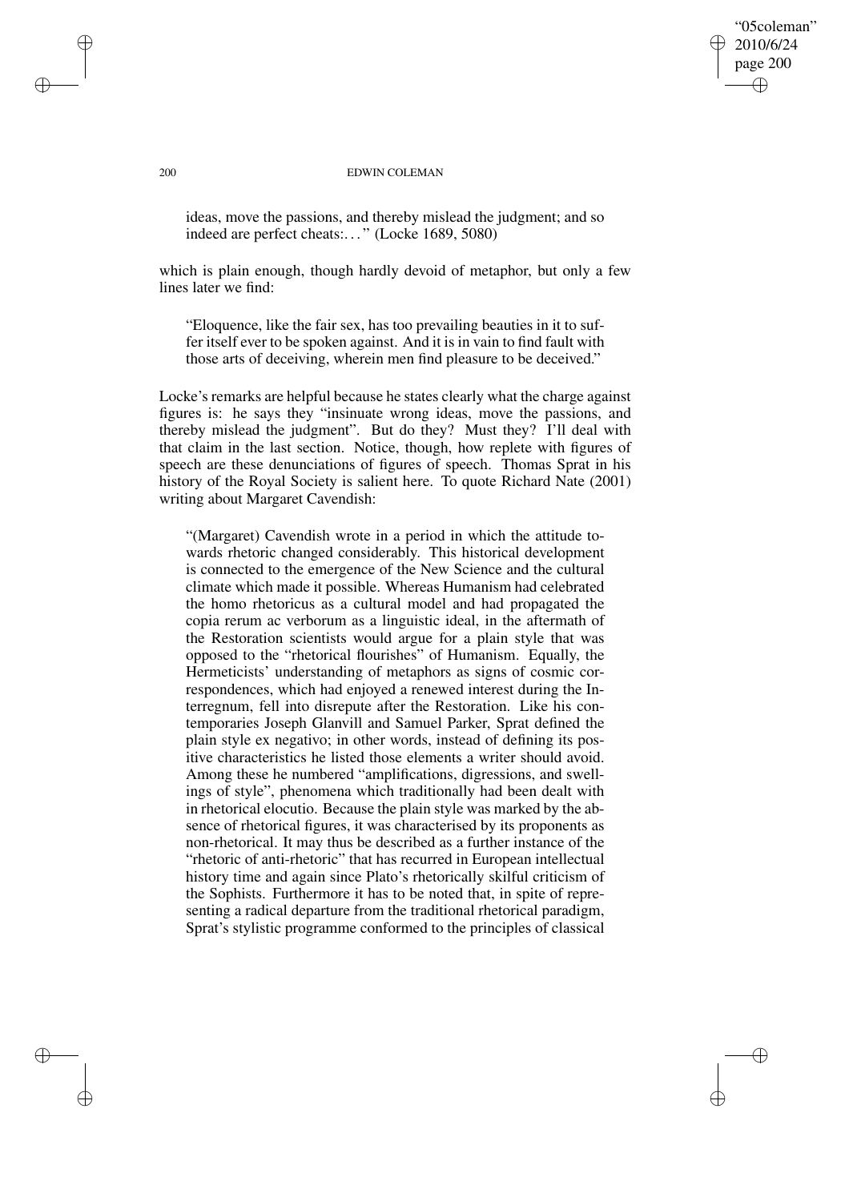> ideas, move the passions, and thereby mislead the judgment; and so indeed are perfect cheats:. . . " (Locke 1689, 5080)

which is plain enough, though hardly devoid of metaphor, but only a few lines later we find:

> "Eloquence, like the fair sex, has too prevailing beauties in it to suffer itself ever to be spoken against. And it is in vain to find fault with those arts of deceiving, wherein men find pleasure to be deceived."

Locke's remarks are helpful because he states clearly what the charge against figures is: he says they "insinuate wrong ideas, move the passions, and thereby mislead the judgment". But do they? Must they? I'll deal with that claim in the last section. Notice, though, how replete with figures of speech are these denunciations of figures of speech. Thomas Sprat in his history of the Royal Society is salient here. To quote Richard Nate (2001) writing about Margaret Cavendish:

> "(Margaret) Cavendish wrote in a period in which the attitude towards rhetoric changed considerably. This historical development is connected to the emergence of the New Science and the cultural climate which made it possible. Whereas Humanism had celebrated the homo rhetoricus as a cultural model and had propagated the copia rerum ac verborum as a linguistic ideal, in the aftermath of the Restoration scientists would argue for a plain style that was opposed to the "rhetorical flourishes" of Humanism. Equally, the Hermeticists' understanding of metaphors as signs of cosmic correspondences, which had enjoyed a renewed interest during the Interregnum, fell into disrepute after the Restoration. Like his contemporaries Joseph Glanvill and Samuel Parker, Sprat defined the plain style ex negativo; in other words, instead of defining its positive characteristics he listed those elements a writer should avoid. Among these he numbered "amplifications, digressions, and swellings of style", phenomena which traditionally had been dealt with in rhetorical elocutio. Because the plain style was marked by the absence of rhetorical figures, it was characterised by its proponents as non-rhetorical. It may thus be described as a further instance of the "rhetoric of anti-rhetoric" that has recurred in European intellectual history time and again since Plato's rhetorically skilful criticism of the Sophists. Furthermore it has to be noted that, in spite of representing a radical departure from the traditional rhetorical paradigm, Sprat's stylistic programme conformed to the principles of classical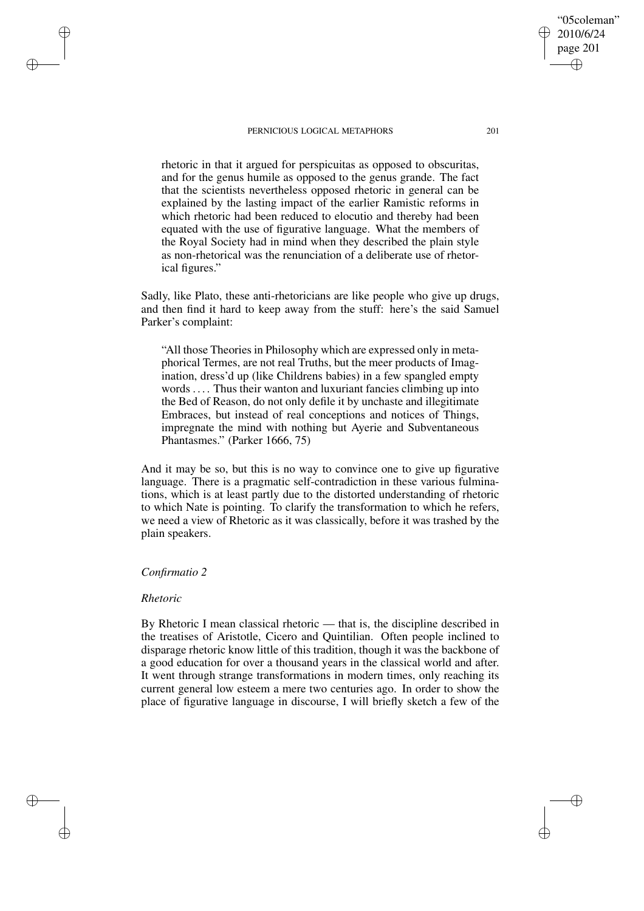> rhetoric in that it argued for perspicuitas as opposed to obscuritas, and for the genus humile as opposed to the genus grande. The fact that the scientists nevertheless opposed rhetoric in general can be explained by the lasting impact of the earlier Ramistic reforms in which rhetoric had been reduced to elocutio and thereby had been equated with the use of figurative language. What the members of the Royal Society had in mind when they described the plain style as non-rhetorical was the renunciation of a deliberate use of rhetorical figures."

Sadly, like Plato, these anti-rhetoricians are like people who give up drugs, and then find it hard to keep away from the stuff: here's the said Samuel Parker's complaint:

> "All those Theories in Philosophy which are expressed only in metaphorical Termes, are not real Truths, but the meer products of Imagination, dress'd up (like Childrens babies) in a few spangled empty words . . . . Thus their wanton and luxuriant fancies climbing up into the Bed of Reason, do not only defile it by unchaste and illegitimate Embraces, but instead of real conceptions and notices of Things, impregnate the mind with nothing but Ayerie and Subventaneous Phantasmes." (Parker 1666, 75)

And it may be so, but this is no way to convince one to give up figurative language. There is a pragmatic self-contradiction in these various fulminations, which is at least partly due to the distorted understanding of rhetoric to which Nate is pointing. To clarify the transformation to which he refers, we need a view of Rhetoric as it was classically, before it was trashed by the plain speakers.

*Confirmatio 2*

*Rhetoric*

By Rhetoric I mean classical rhetoric — that is, the discipline described in the treatises of Aristotle, Cicero and Quintilian. Often people inclined to disparage rhetoric know little of this tradition, though it was the backbone of a good education for over a thousand years in the classical world and after. It went through strange transformations in modern times, only reaching its current general low esteem a mere two centuries ago. In order to show the place of figurative language in discourse, I will briefly sketch a few of the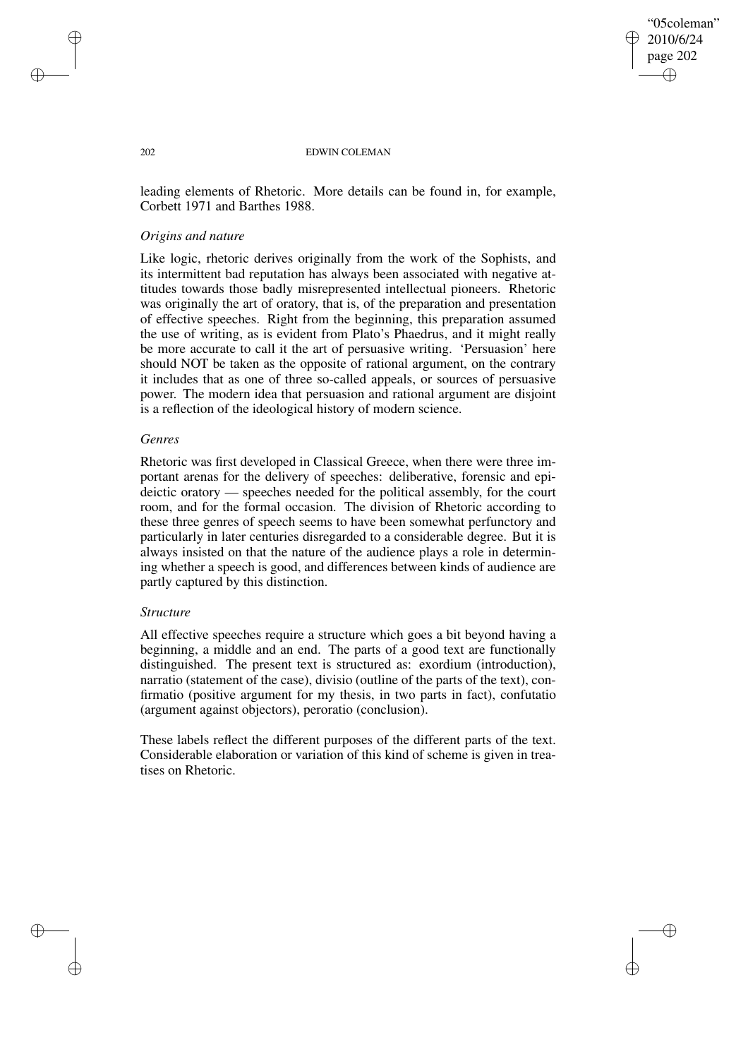leading elements of Rhetoric. More details can be found in, for example, Corbett 1971 and Barthes 1988.

### *Origins and nature*

Like logic, rhetoric derives originally from the work of the Sophists, and its intermittent bad reputation has always been associated with negative attitudes towards those badly misrepresented intellectual pioneers. Rhetoric was originally the art of oratory, that is, of the preparation and presentation of effective speeches. Right from the beginning, this preparation assumed the use of writing, as is evident from Plato's Phaedrus, and it might really be more accurate to call it the art of persuasive writing. 'Persuasion' here should NOT be taken as the opposite of rational argument, on the contrary it includes that as one of three so-called appeals, or sources of persuasive power. The modern idea that persuasion and rational argument are disjoint is a reflection of the ideological history of modern science.

### *Genres*

Rhetoric was first developed in Classical Greece, when there were three important arenas for the delivery of speeches: deliberative, forensic and epideictic oratory — speeches needed for the political assembly, for the court room, and for the formal occasion. The division of Rhetoric according to these three genres of speech seems to have been somewhat perfunctory and particularly in later centuries disregarded to a considerable degree. But it is always insisted on that the nature of the audience plays a role in determining whether a speech is good, and differences between kinds of audience are partly captured by this distinction.

### *Structure*

All effective speeches require a structure which goes a bit beyond having a beginning, a middle and an end. The parts of a good text are functionally distinguished. The present text is structured as: exordium (introduction), narratio (statement of the case), divisio (outline of the parts of the text), confirmatio (positive argument for my thesis, in two parts in fact), confutatio (argument against objectors), peroratio (conclusion).

These labels reflect the different purposes of the different parts of the text. Considerable elaboration or variation of this kind of scheme is given in treatises on Rhetoric.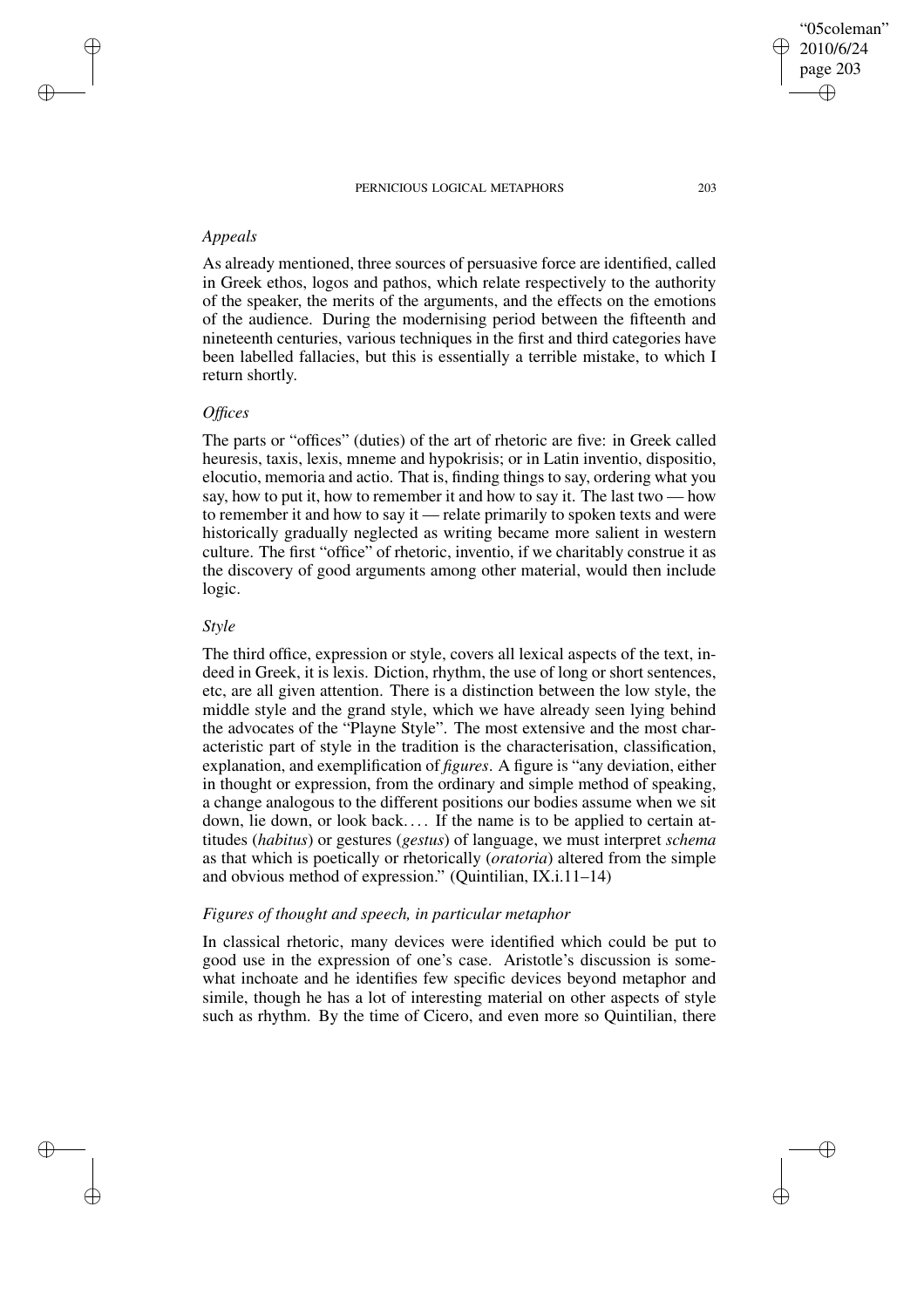### *Appeals*

As already mentioned, three sources of persuasive force are identified, called in Greek ethos, logos and pathos, which relate respectively to the authority of the speaker, the merits of the arguments, and the effects on the emotions of the audience. During the modernising period between the fifteenth and nineteenth centuries, various techniques in the first and third categories have been labelled fallacies, but this is essentially a terrible mistake, to which I return shortly.

### *Offices*

The parts or "offices" (duties) of the art of rhetoric are five: in Greek called heuresis, taxis, lexis, mneme and hypokrisis; or in Latin inventio, dispositio, elocutio, memoria and actio. That is, finding things to say, ordering what you say, how to put it, how to remember it and how to say it. The last two — how to remember it and how to say it — relate primarily to spoken texts and were historically gradually neglected as writing became more salient in western culture. The first "office" of rhetoric, inventio, if we charitably construe it as the discovery of good arguments among other material, would then include logic.

### *Style*

The third office, expression or style, covers all lexical aspects of the text, indeed in Greek, it is lexis. Diction, rhythm, the use of long or short sentences, etc, are all given attention. There is a distinction between the low style, the middle style and the grand style, which we have already seen lying behind the advocates of the "Playne Style". The most extensive and the most characteristic part of style in the tradition is the characterisation, classification, explanation, and exemplification of *figures*. A figure is "any deviation, either in thought or expression, from the ordinary and simple method of speaking, a change analogous to the different positions our bodies assume when we sit down, lie down, or look back. . . . If the name is to be applied to certain attitudes (*habitus*) or gestures (*gestus*) of language, we must interpret *schema* as that which is poetically or rhetorically (*oratoria*) altered from the simple and obvious method of expression." (Quintilian, IX.i.11–14)

### *Figures of thought and speech, in particular metaphor*

In classical rhetoric, many devices were identified which could be put to good use in the expression of one's case. Aristotle's discussion is somewhat inchoate and he identifies few specific devices beyond metaphor and simile, though he has a lot of interesting material on other aspects of style such as rhythm. By the time of Cicero, and even more so Quintilian, there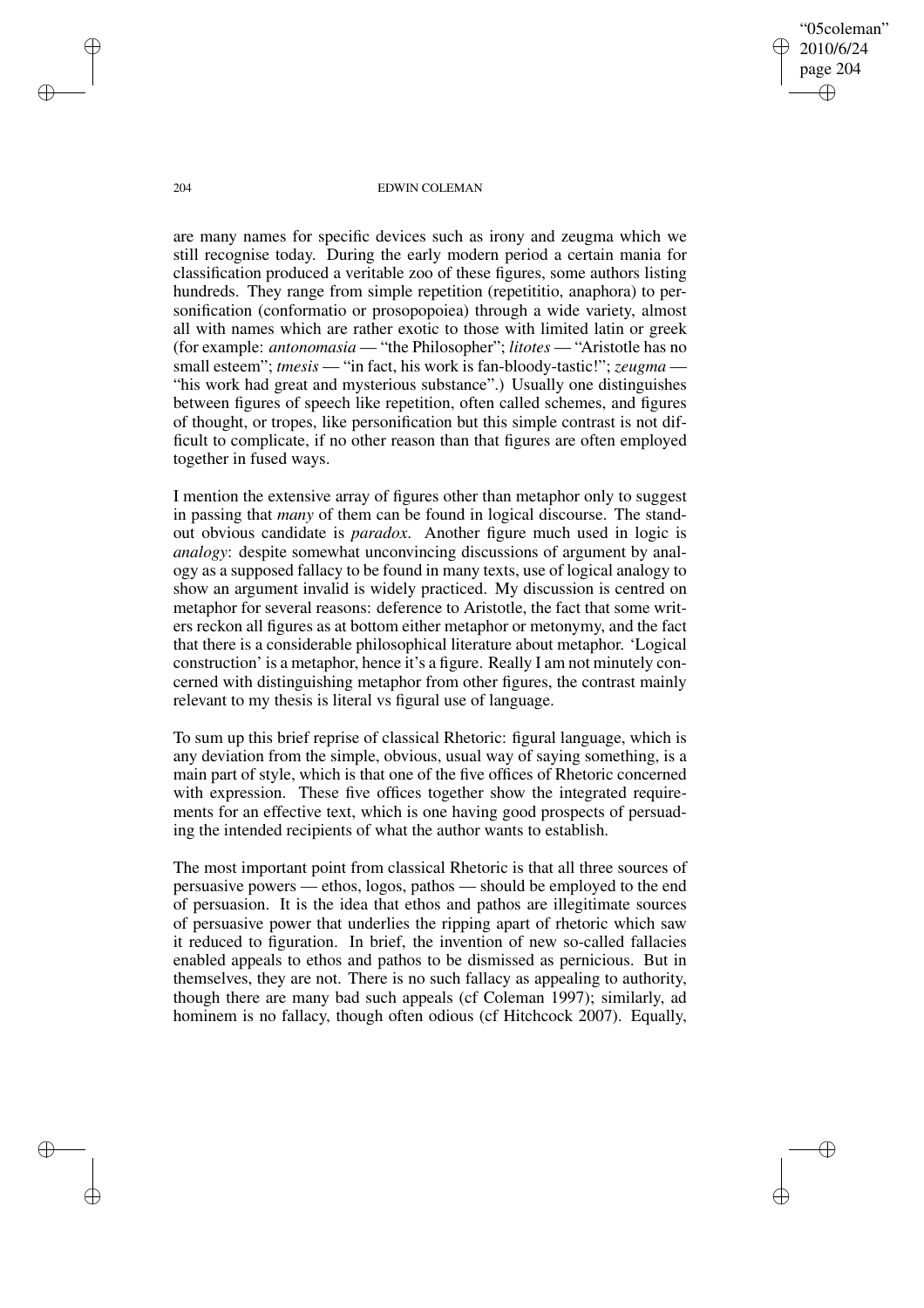are many names for specific devices such as irony and zeugma which we still recognise today. During the early modern period a certain mania for classification produced a veritable zoo of these figures, some authors listing hundreds. They range from simple repetition (repetititio, anaphora) to personification (conformatio or prosopopoiea) through a wide variety, almost all with names which are rather exotic to those with limited latin or greek (for example: *antonomasia* — "the Philosopher"; *litotes* — "Aristotle has no small esteem"; *tmesis* — "in fact, his work is fan-bloody-tastic!"; *zeugma* — "his work had great and mysterious substance".) Usually one distinguishes between figures of speech like repetition, often called schemes, and figures of thought, or tropes, like personification but this simple contrast is not difficult to complicate, if no other reason than that figures are often employed together in fused ways.

I mention the extensive array of figures other than metaphor only to suggest in passing that *many* of them can be found in logical discourse. The standout obvious candidate is *paradox*. Another figure much used in logic is *analogy*: despite somewhat unconvincing discussions of argument by analogy as a supposed fallacy to be found in many texts, use of logical analogy to show an argument invalid is widely practiced. My discussion is centred on metaphor for several reasons: deference to Aristotle, the fact that some writers reckon all figures as at bottom either metaphor or metonymy, and the fact that there is a considerable philosophical literature about metaphor. 'Logical construction' is a metaphor, hence it's a figure. Really I am not minutely concerned with distinguishing metaphor from other figures, the contrast mainly relevant to my thesis is literal vs figural use of language.

To sum up this brief reprise of classical Rhetoric: figural language, which is any deviation from the simple, obvious, usual way of saying something, is a main part of style, which is that one of the five offices of Rhetoric concerned with expression. These five offices together show the integrated requirements for an effective text, which is one having good prospects of persuading the intended recipients of what the author wants to establish.

The most important point from classical Rhetoric is that all three sources of persuasive powers — ethos, logos, pathos — should be employed to the end of persuasion. It is the idea that ethos and pathos are illegitimate sources of persuasive power that underlies the ripping apart of rhetoric which saw it reduced to figuration. In brief, the invention of new so-called fallacies enabled appeals to ethos and pathos to be dismissed as pernicious. But in themselves, they are not. There is no such fallacy as appealing to authority, though there are many bad such appeals (cf Coleman 1997); similarly, ad hominem is no fallacy, though often odious (cf Hitchcock 2007). Equally,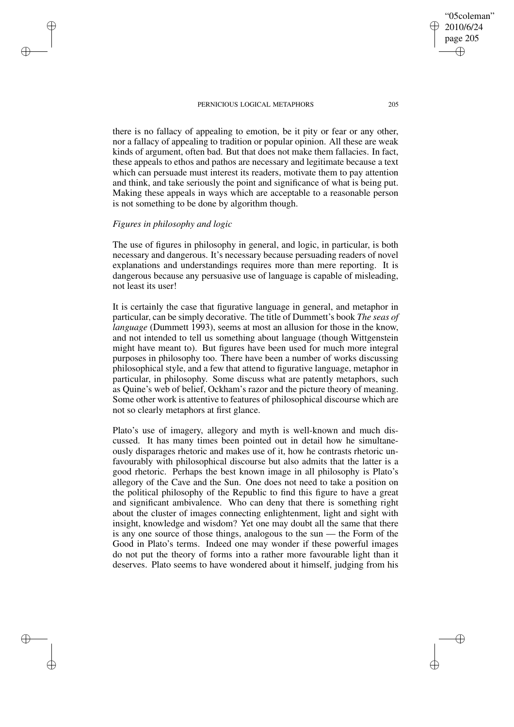there is no fallacy of appealing to emotion, be it pity or fear or any other, nor a fallacy of appealing to tradition or popular opinion. All these are weak kinds of argument, often bad. But that does not make them fallacies. In fact, these appeals to ethos and pathos are necessary and legitimate because a text which can persuade must interest its readers, motivate them to pay attention and think, and take seriously the point and significance of what is being put. Making these appeals in ways which are acceptable to a reasonable person is not something to be done by algorithm though.

*Figures in philosophy and logic*

The use of figures in philosophy in general, and logic, in particular, is both necessary and dangerous. It's necessary because persuading readers of novel explanations and understandings requires more than mere reporting. It is dangerous because any persuasive use of language is capable of misleading, not least its user!

It is certainly the case that figurative language in general, and metaphor in particular, can be simply decorative. The title of Dummett's book *The seas of language* (Dummett 1993), seems at most an allusion for those in the know, and not intended to tell us something about language (though Wittgenstein might have meant to). But figures have been used for much more integral purposes in philosophy too. There have been a number of works discussing philosophical style, and a few that attend to figurative language, metaphor in particular, in philosophy. Some discuss what are patently metaphors, such as Quine's web of belief, Ockham's razor and the picture theory of meaning. Some other work is attentive to features of philosophical discourse which are not so clearly metaphors at first glance.

Plato's use of imagery, allegory and myth is well-known and much discussed. It has many times been pointed out in detail how he simultaneously disparages rhetoric and makes use of it, how he contrasts rhetoric unfavourably with philosophical discourse but also admits that the latter is a good rhetoric. Perhaps the best known image in all philosophy is Plato's allegory of the Cave and the Sun. One does not need to take a position on the political philosophy of the Republic to find this figure to have a great and significant ambivalence. Who can deny that there is something right about the cluster of images connecting enlightenment, light and sight with insight, knowledge and wisdom? Yet one may doubt all the same that there is any one source of those things, analogous to the sun — the Form of the Good in Plato's terms. Indeed one may wonder if these powerful images do not put the theory of forms into a rather more favourable light than it deserves. Plato seems to have wondered about it himself, judging from his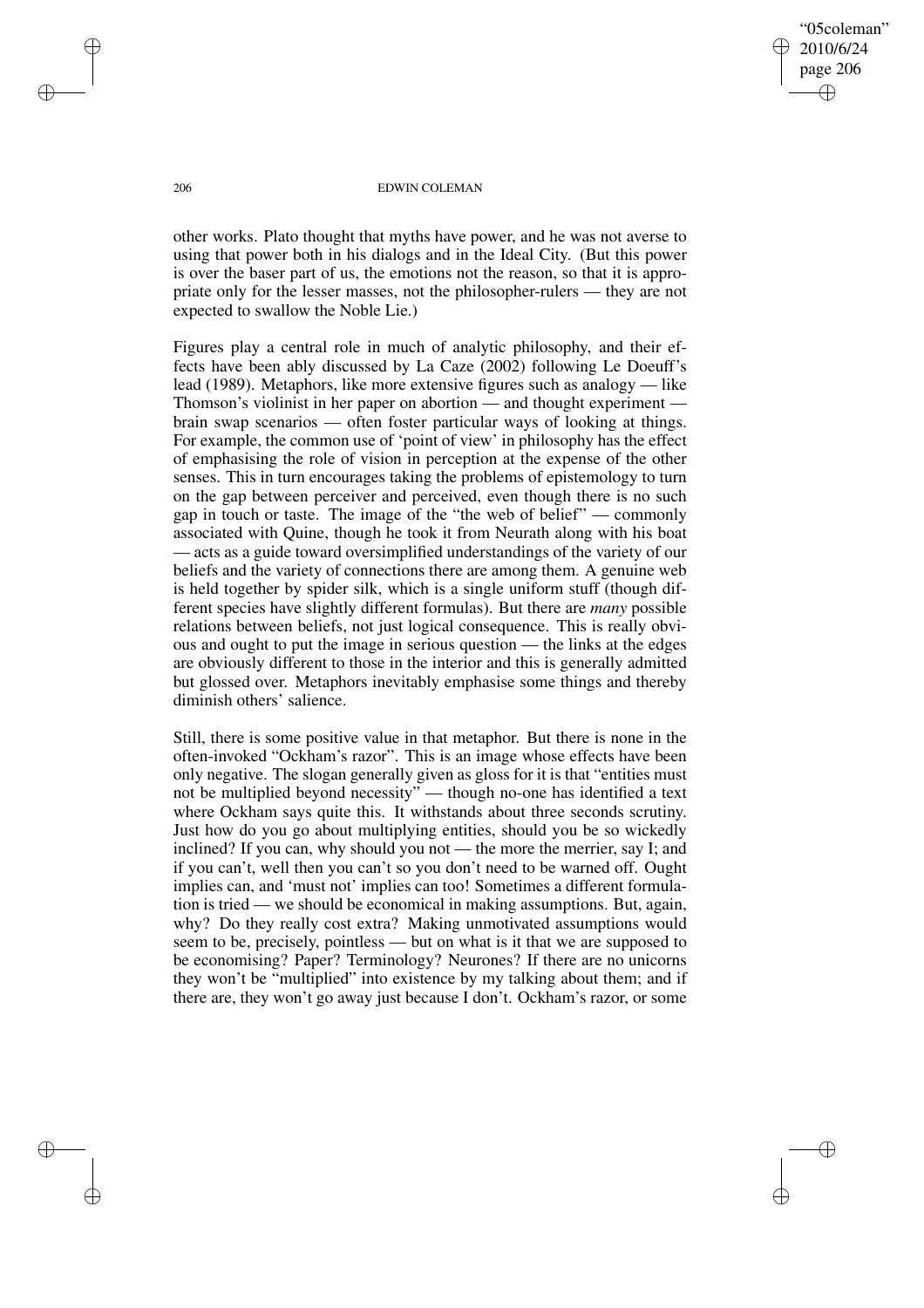other works. Plato thought that myths have power, and he was not averse to using that power both in his dialogs and in the Ideal City. (But this power is over the baser part of us, the emotions not the reason, so that it is appropriate only for the lesser masses, not the philosopher-rulers — they are not expected to swallow the Noble Lie.)

Figures play a central role in much of analytic philosophy, and their effects have been ably discussed by La Caze (2002) following Le Doeuff's lead (1989). Metaphors, like more extensive figures such as analogy — like Thomson's violinist in her paper on abortion — and thought experiment — brain swap scenarios — often foster particular ways of looking at things. For example, the common use of 'point of view' in philosophy has the effect of emphasising the role of vision in perception at the expense of the other senses. This in turn encourages taking the problems of epistemology to turn on the gap between perceiver and perceived, even though there is no such gap in touch or taste. The image of the "the web of belief" — commonly associated with Quine, though he took it from Neurath along with his boat — acts as a guide toward oversimplified understandings of the variety of our beliefs and the variety of connections there are among them. A genuine web is held together by spider silk, which is a single uniform stuff (though different species have slightly different formulas). But there are *many* possible relations between beliefs, not just logical consequence. This is really obvious and ought to put the image in serious question — the links at the edges are obviously different to those in the interior and this is generally admitted but glossed over. Metaphors inevitably emphasise some things and thereby diminish others' salience.

Still, there is some positive value in that metaphor. But there is none in the often-invoked "Ockham's razor". This is an image whose effects have been only negative. The slogan generally given as gloss for it is that "entities must not be multiplied beyond necessity" — though no-one has identified a text where Ockham says quite this. It withstands about three seconds scrutiny. Just how do you go about multiplying entities, should you be so wickedly inclined? If you can, why should you not — the more the merrier, say I; and if you can't, well then you can't so you don't need to be warned off. Ought implies can, and 'must not' implies can too! Sometimes a different formulation is tried — we should be economical in making assumptions. But, again, why? Do they really cost extra? Making unmotivated assumptions would seem to be, precisely, pointless — but on what is it that we are supposed to be economising? Paper? Terminology? Neurones? If there are no unicorns they won't be "multiplied" into existence by my talking about them; and if there are, they won't go away just because I don't. Ockham's razor, or some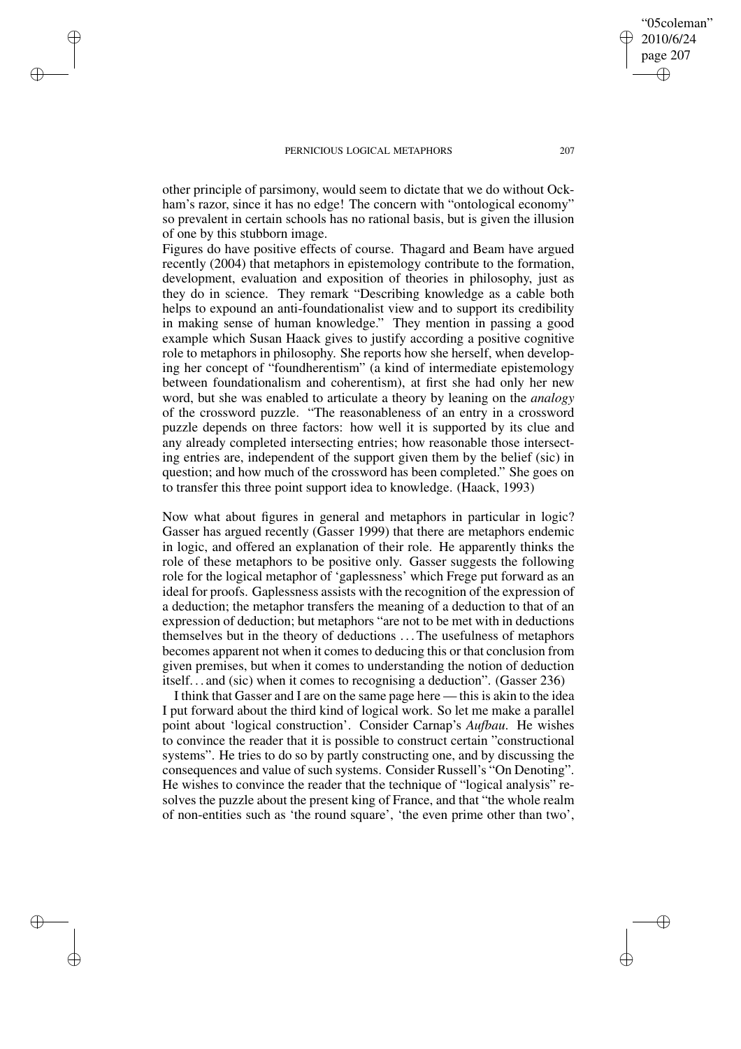other principle of parsimony, would seem to dictate that we do without Ockham's razor, since it has no edge! The concern with "ontological economy" so prevalent in certain schools has no rational basis, but is given the illusion of one by this stubborn image.

Figures do have positive effects of course. Thagard and Beam have argued recently (2004) that metaphors in epistemology contribute to the formation, development, evaluation and exposition of theories in philosophy, just as they do in science. They remark "Describing knowledge as a cable both helps to expound an anti-foundationalist view and to support its credibility in making sense of human knowledge." They mention in passing a good example which Susan Haack gives to justify according a positive cognitive role to metaphors in philosophy. She reports how she herself, when developing her concept of "foundherentism" (a kind of intermediate epistemology between foundationalism and coherentism), at first she had only her new word, but she was enabled to articulate a theory by leaning on the *analogy* of the crossword puzzle. "The reasonableness of an entry in a crossword puzzle depends on three factors: how well it is supported by its clue and any already completed intersecting entries; how reasonable those intersecting entries are, independent of the support given them by the belief (sic) in question; and how much of the crossword has been completed." She goes on to transfer this three point support idea to knowledge. (Haack, 1993)

Now what about figures in general and metaphors in particular in logic? Gasser has argued recently (Gasser 1999) that there are metaphors endemic in logic, and offered an explanation of their role. He apparently thinks the role of these metaphors to be positive only. Gasser suggests the following role for the logical metaphor of 'gaplessness' which Frege put forward as an ideal for proofs. Gaplessness assists with the recognition of the expression of a deduction; the metaphor transfers the meaning of a deduction to that of an expression of deduction; but metaphors "are not to be met with in deductions themselves but in the theory of deductions ... The usefulness of metaphors becomes apparent not when it comes to deducing this or that conclusion from given premises, but when it comes to understanding the notion of deduction itself... and (sic) when it comes to recognising a deduction". (Gasser 236)

I think that Gasser and I are on the same page here — this is akin to the idea I put forward about the third kind of logical work. So let me make a parallel point about 'logical construction'. Consider Carnap's *Aufbau*. He wishes to convince the reader that it is possible to construct certain "constructional systems". He tries to do so by partly constructing one, and by discussing the consequences and value of such systems. Consider Russell's "On Denoting". He wishes to convince the reader that the technique of "logical analysis" resolves the puzzle about the present king of France, and that "the whole realm of non-entities such as 'the round square', 'the even prime other than two',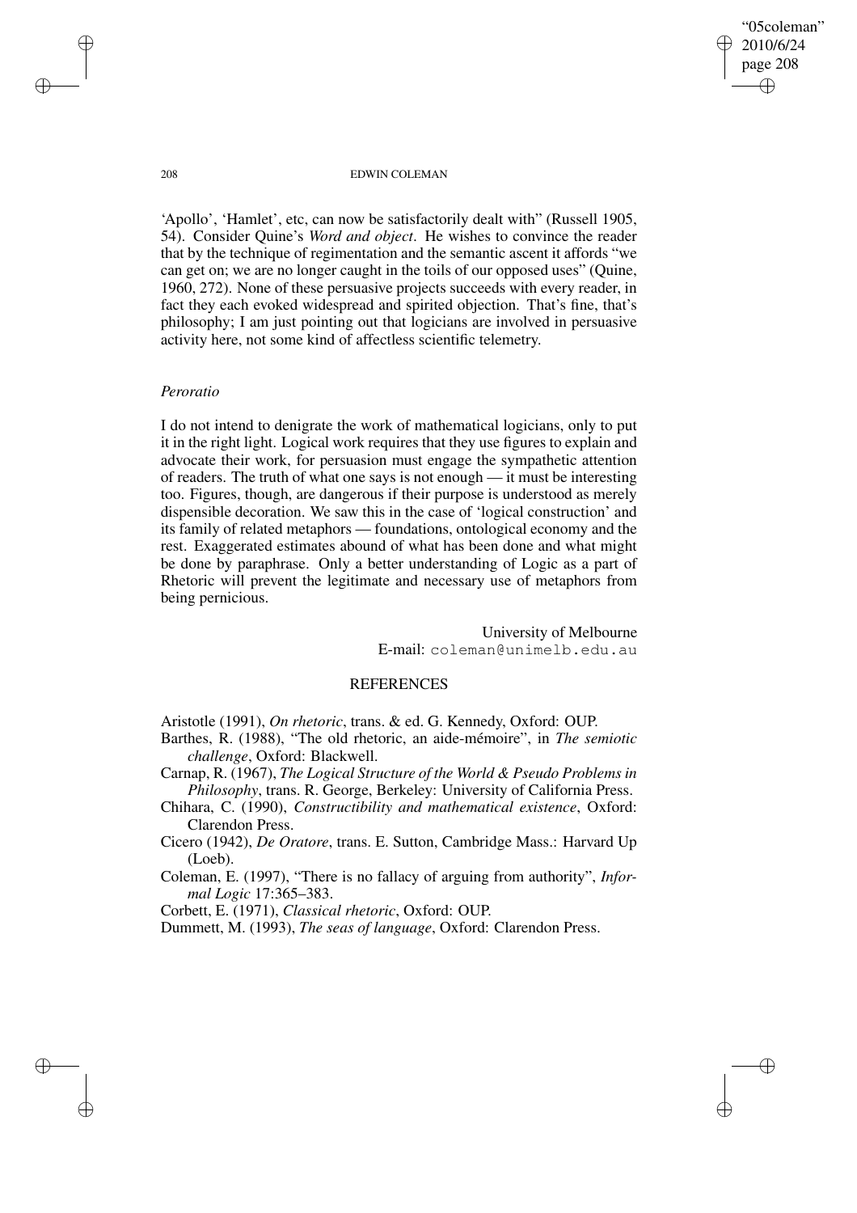'Apollo', 'Hamlet', etc, can now be satisfactorily dealt with" (Russell 1905, 54). Consider Quine's *Word and object*. He wishes to convince the reader that by the technique of regimentation and the semantic ascent it affords "we can get on; we are no longer caught in the toils of our opposed uses" (Quine, 1960, 272). None of these persuasive projects succeeds with every reader, in fact they each evoked widespread and spirited objection. That's fine, that's philosophy; I am just pointing out that logicians are involved in persuasive activity here, not some kind of affectless scientific telemetry.

### *Peroratio*

I do not intend to denigrate the work of mathematical logicians, only to put it in the right light. Logical work requires that they use figures to explain and advocate their work, for persuasion must engage the sympathetic attention of readers. The truth of what one says is not enough — it must be interesting too. Figures, though, are dangerous if their purpose is understood as merely dispensible decoration. We saw this in the case of 'logical construction' and its family of related metaphors — foundations, ontological economy and the rest. Exaggerated estimates abound of what has been done and what might be done by paraphrase. Only a better understanding of Logic as a part of Rhetoric will prevent the legitimate and necessary use of metaphors from being pernicious.

University of Melbourne
E-mail: `coleman@unimelb.edu.au`

## REFERENCES

Aristotle (1991), *On rhetoric*, trans. & ed. G. Kennedy, Oxford: OUP.

Barthes, R. (1988), "The old rhetoric, an aide-mémoire", in *The semiotic challenge*, Oxford: Blackwell.

Carnap, R. (1967), *The Logical Structure of the World & Pseudo Problems in Philosophy*, trans. R. George, Berkeley: University of California Press.

Chihara, C. (1990), *Constructibility and mathematical existence*, Oxford: Clarendon Press.

Cicero (1942), *De Oratore*, trans. E. Sutton, Cambridge Mass.: Harvard Up (Loeb).

Coleman, E. (1997), "There is no fallacy of arguing from authority", *Informal Logic* 17:365–383.

Corbett, E. (1971), *Classical rhetoric*, Oxford: OUP.

Dummett, M. (1993), *The seas of language*, Oxford: Clarendon Press.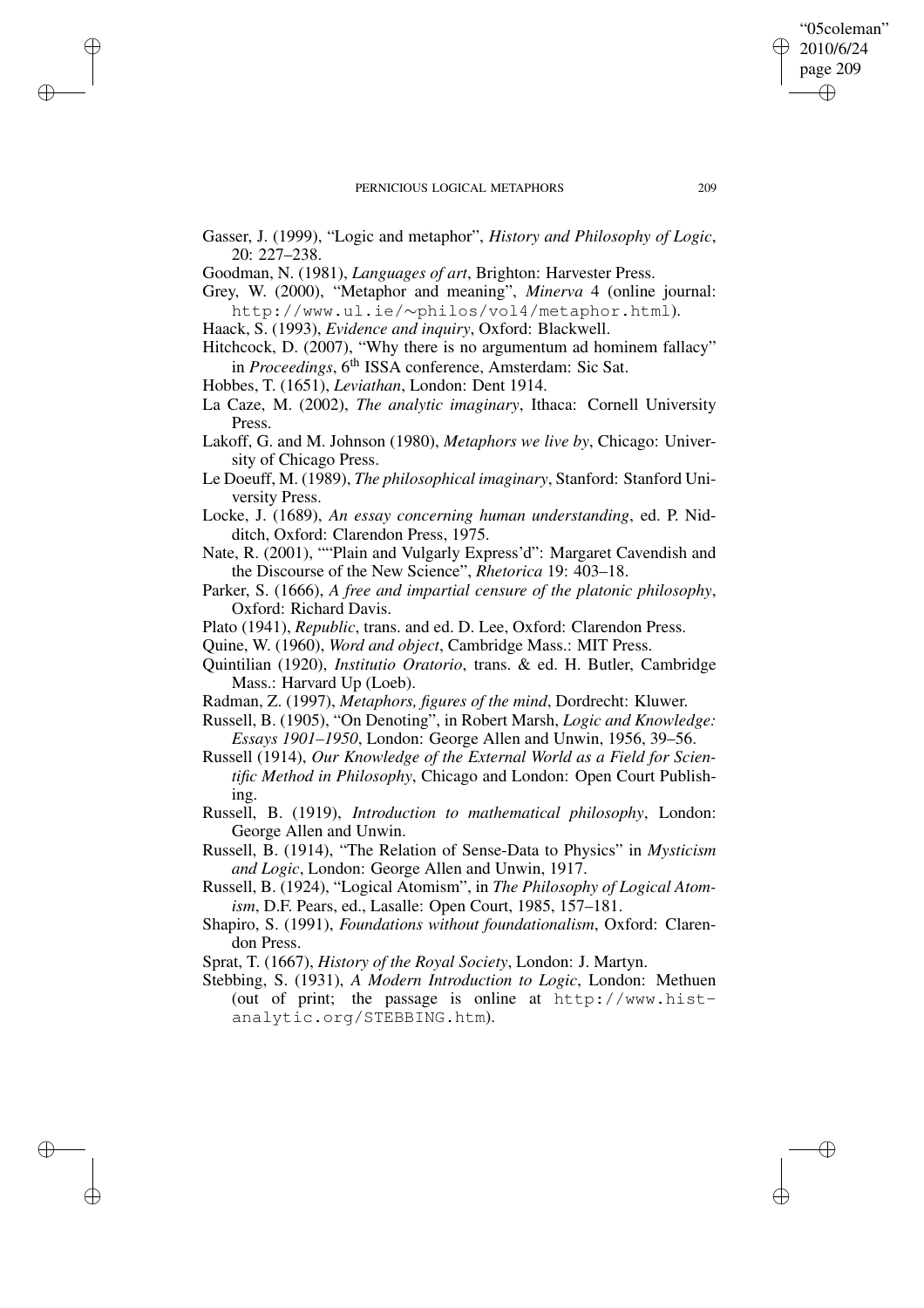Gasser, J. (1999), "Logic and metaphor", *History and Philosophy of Logic*, 20: 227–238.

Goodman, N. (1981), *Languages of art*, Brighton: Harvester Press.

Grey, W. (2000), "Metaphor and meaning", *Minerva* 4 (online journal: http://www.ul.ie/∼philos/vol4/metaphor.html).

Haack, S. (1993), *Evidence and inquiry*, Oxford: Blackwell.

Hitchcock, D. (2007), "Why there is no argumentum ad hominem fallacy" in *Proceedings*, 6th ISSA conference, Amsterdam: Sic Sat.

Hobbes, T. (1651), *Leviathan*, London: Dent 1914.

La Caze, M. (2002), *The analytic imaginary*, Ithaca: Cornell University Press.

Lakoff, G. and M. Johnson (1980), *Metaphors we live by*, Chicago: University of Chicago Press.

Le Doeuff, M. (1989), *The philosophical imaginary*, Stanford: Stanford University Press.

Locke, J. (1689), *An essay concerning human understanding*, ed. P. Nidditch, Oxford: Clarendon Press, 1975.

Nate, R. (2001), ""Plain and Vulgarly Express'd": Margaret Cavendish and the Discourse of the New Science", *Rhetorica* 19: 403–18.

Parker, S. (1666), *A free and impartial censure of the platonic philosophy*, Oxford: Richard Davis.

Plato (1941), *Republic*, trans. and ed. D. Lee, Oxford: Clarendon Press.

Quine, W. (1960), *Word and object*, Cambridge Mass.: MIT Press.

Quintilian (1920), *Institutio Oratorio*, trans. & ed. H. Butler, Cambridge Mass.: Harvard Up (Loeb).

Radman, Z. (1997), *Metaphors, figures of the mind*, Dordrecht: Kluwer.

Russell, B. (1905), "On Denoting", in Robert Marsh, *Logic and Knowledge: Essays 1901–1950*, London: George Allen and Unwin, 1956, 39–56.

Russell (1914), *Our Knowledge of the External World as a Field for Scientific Method in Philosophy*, Chicago and London: Open Court Publishing.

Russell, B. (1919), *Introduction to mathematical philosophy*, London: George Allen and Unwin.

Russell, B. (1914), "The Relation of Sense-Data to Physics" in *Mysticism and Logic*, London: George Allen and Unwin, 1917.

Russell, B. (1924), "Logical Atomism", in *The Philosophy of Logical Atomism*, D.F. Pears, ed., Lasalle: Open Court, 1985, 157–181.

Shapiro, S. (1991), *Foundations without foundationalism*, Oxford: Clarendon Press.

Sprat, T. (1667), *History of the Royal Society*, London: J. Martyn.

Stebbing, S. (1931), *A Modern Introduction to Logic*, London: Methuen (out of print; the passage is online at http://www.hist-analytic.org/STEBBING.htm).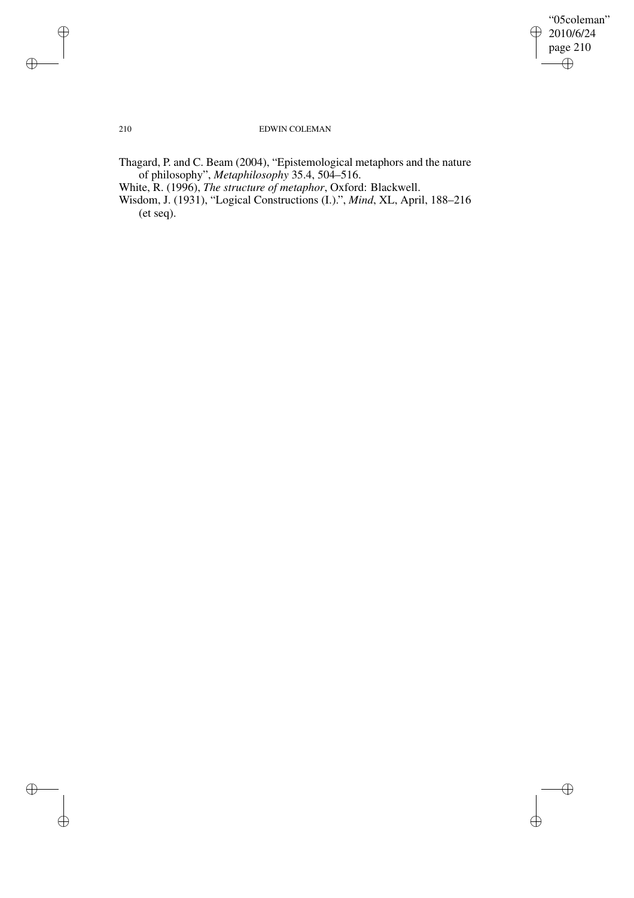Thagard, P. and C. Beam (2004), "Epistemological metaphors and the nature of philosophy", *Metaphilosophy* 35.4, 504–516.

White, R. (1996), *The structure of metaphor*, Oxford: Blackwell.

Wisdom, J. (1931), "Logical Constructions (I.).", *Mind*, XL, April, 188–216 (et seq).